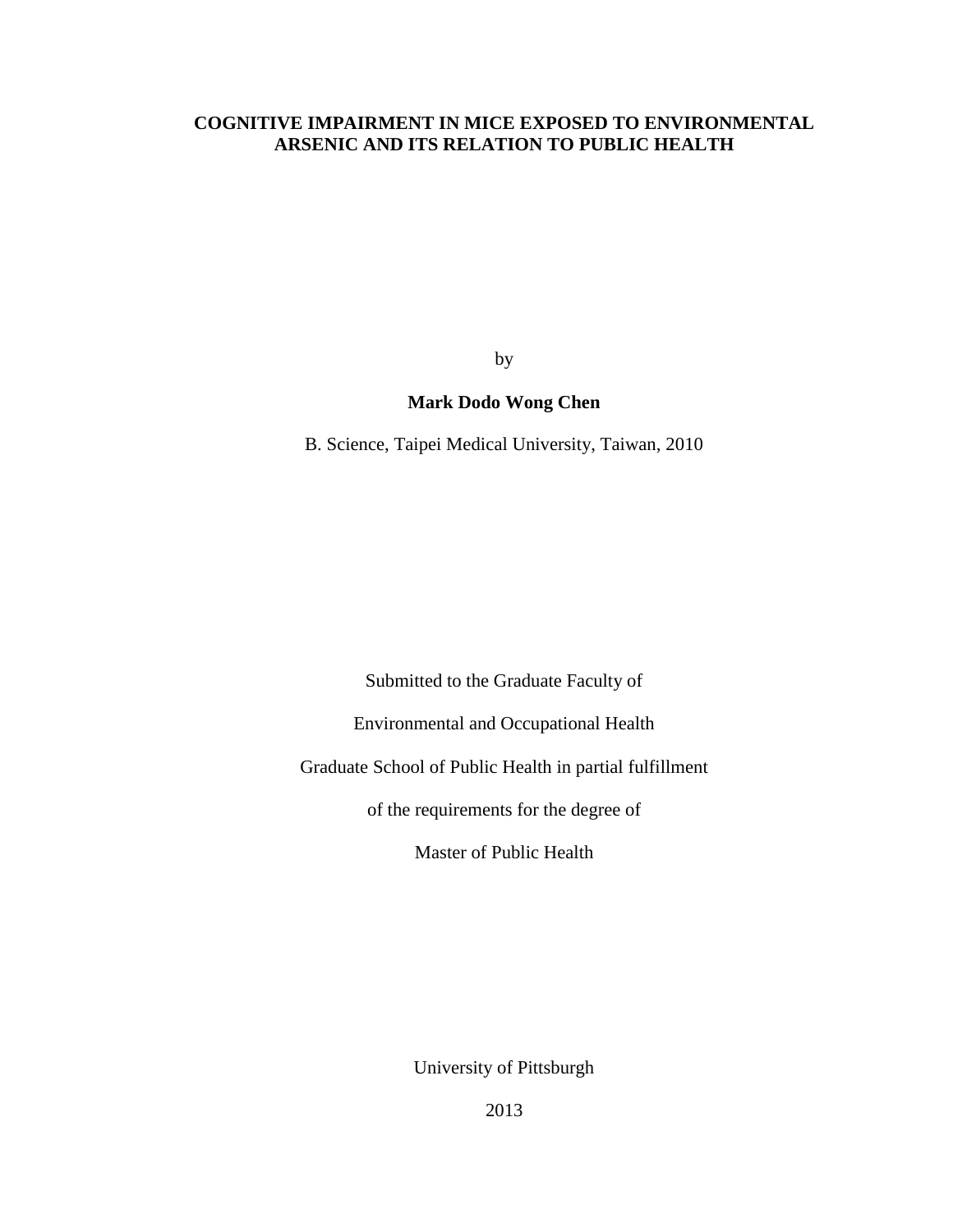# COGNITIVE IMPAIRMENT IN MICE EXPOSED TO ENVIRONMENTAL ARSENIC AND ITS RELATION TO PUBLIC HEALTH

by

**Mark Dodo Wong Chen**

B. Science, Taipei Medical University, Taiwan, 2010

Submitted to the Graduate Faculty of

Environmental and Occupational Health

Graduate School of Public Health in partial fulfillment

of the requirements for the degree of

Master of Public Health

University of Pittsburgh

2013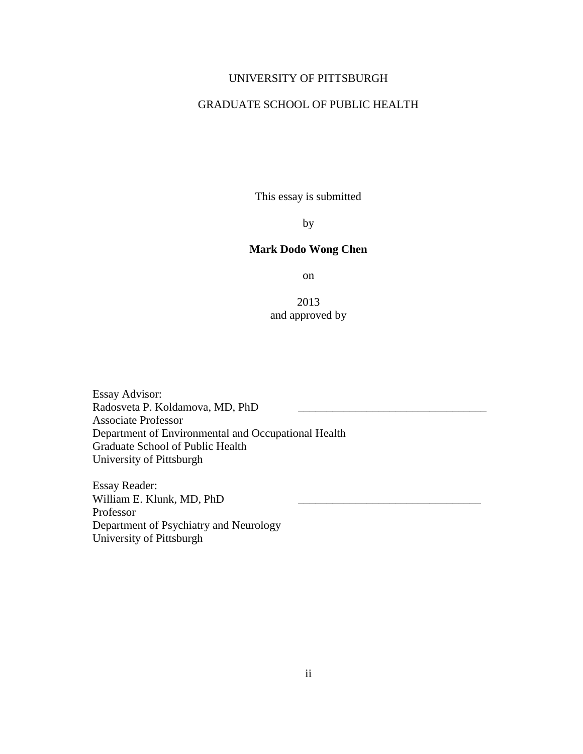UNIVERSITY OF PITTSBURGH

GRADUATE SCHOOL OF PUBLIC HEALTH

This essay is submitted

by

**Mark Dodo Wong Chen**

on

2013
and approved by

Essay Advisor:
Radosveta P. Koldamova, MD, PhD _________________________________
Associate Professor
Department of Environmental and Occupational Health
Graduate School of Public Health
University of Pittsburgh

Essay Reader:
William E. Klunk, MD, PhD ________________________________
Professor
Department of Psychiatry and Neurology
University of Pittsburgh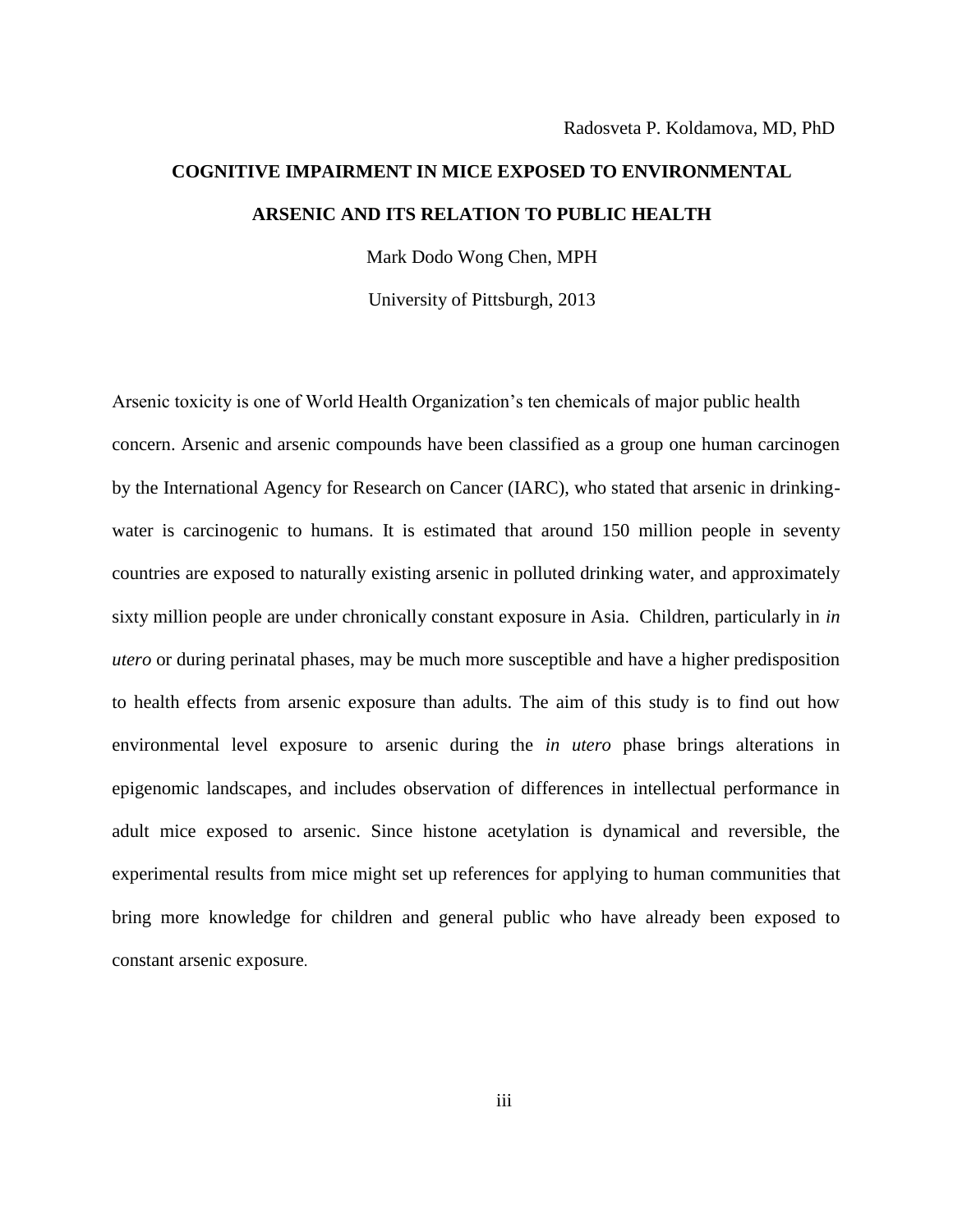Radosveta P. Koldamova, MD, PhD

**COGNITIVE IMPAIRMENT IN MICE EXPOSED TO ENVIRONMENTAL ARSENIC AND ITS RELATION TO PUBLIC HEALTH**

Mark Dodo Wong Chen, MPH

University of Pittsburgh, 2013

Arsenic toxicity is one of World Health Organization's ten chemicals of major public health concern. Arsenic and arsenic compounds have been classified as a group one human carcinogen by the International Agency for Research on Cancer (IARC), who stated that arsenic in drinking-water is carcinogenic to humans. It is estimated that around 150 million people in seventy countries are exposed to naturally existing arsenic in polluted drinking water, and approximately sixty million people are under chronically constant exposure in Asia. Children, particularly in *in utero* or during perinatal phases, may be much more susceptible and have a higher predisposition to health effects from arsenic exposure than adults. The aim of this study is to find out how environmental level exposure to arsenic during the *in utero* phase brings alterations in epigenomic landscapes, and includes observation of differences in intellectual performance in adult mice exposed to arsenic. Since histone acetylation is dynamical and reversible, the experimental results from mice might set up references for applying to human communities that bring more knowledge for children and general public who have already been exposed to constant arsenic exposure.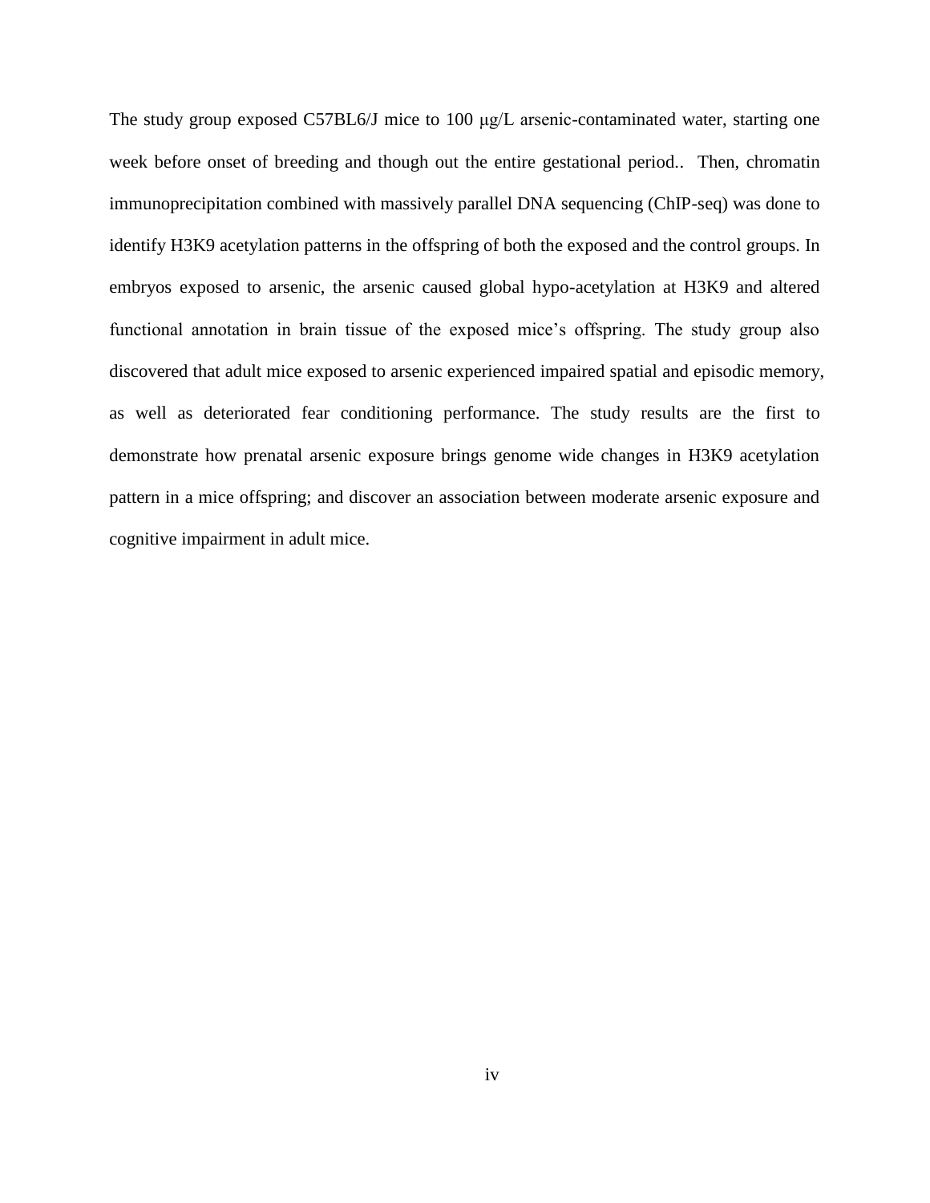The study group exposed C57BL6/J mice to 100 μg/L arsenic-contaminated water, starting one week before onset of breeding and though out the entire gestational period.. Then, chromatin immunoprecipitation combined with massively parallel DNA sequencing (ChIP-seq) was done to identify H3K9 acetylation patterns in the offspring of both the exposed and the control groups. In embryos exposed to arsenic, the arsenic caused global hypo-acetylation at H3K9 and altered functional annotation in brain tissue of the exposed mice's offspring. The study group also discovered that adult mice exposed to arsenic experienced impaired spatial and episodic memory, as well as deteriorated fear conditioning performance. The study results are the first to demonstrate how prenatal arsenic exposure brings genome wide changes in H3K9 acetylation pattern in a mice offspring; and discover an association between moderate arsenic exposure and cognitive impairment in adult mice.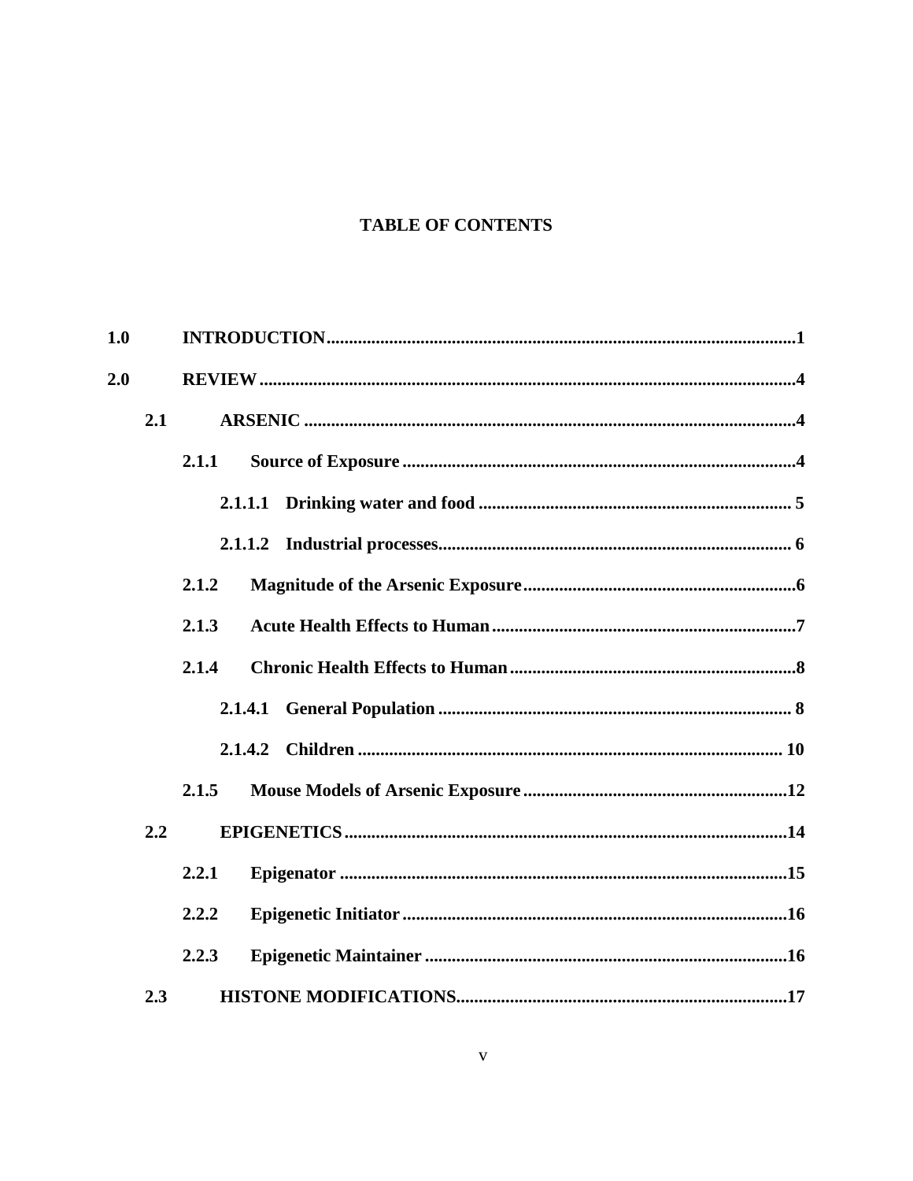**TABLE OF CONTENTS**

**1.0 INTRODUCTION........................................................................................................1**

**2.0 REVIEW........................................................................................................................4**

**2.1 ARSENIC ..............................................................................................................4**

**2.1.1 Source of Exposure ........................................................................................4**

**2.1.1.1 Drinking water and food ...................................................................... 5**

**2.1.1.2 Industrial processes............................................................................... 6**

**2.1.2 Magnitude of the Arsenic Exposure.............................................................6**

**2.1.3 Acute Health Effects to Human....................................................................7**

**2.1.4 Chronic Health Effects to Human................................................................8**

**2.1.4.1 General Population ............................................................................... 8**

**2.1.4.2 Children ............................................................................................... 10**

**2.1.5 Mouse Models of Arsenic Exposure...........................................................12**

**2.2 EPIGENETICS...................................................................................................14**

**2.2.1 Epigenator ....................................................................................................15**

**2.2.2 Epigenetic Initiator......................................................................................16**

**2.2.3 Epigenetic Maintainer .................................................................................16**

**2.3 HISTONE MODIFICATIONS..........................................................................17**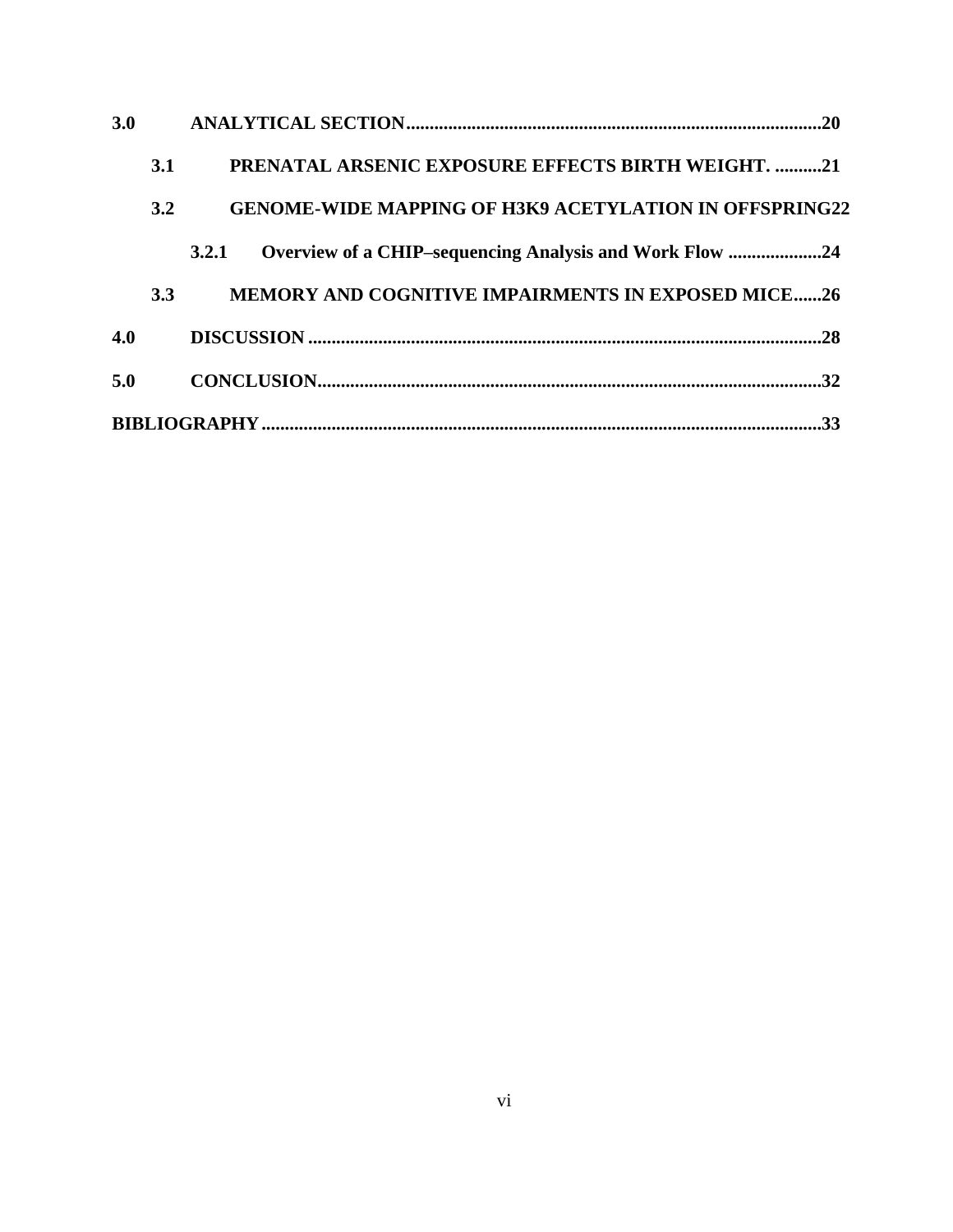**3.0 ANALYTICAL SECTION** .......................................................................................... **20**

- **3.1 PRENATAL ARSENIC EXPOSURE EFFECTS BIRTH WEIGHT.** .......... **21**
- **3.2 GENOME-WIDE MAPPING OF H3K9 ACETYLATION IN OFFSPRING** **22**
  - **3.2.1 Overview of a CHIP–sequencing Analysis and Work Flow** .................... **24**
- **3.3 MEMORY AND COGNITIVE IMPAIRMENTS IN EXPOSED MICE** ...... **26**

**4.0 DISCUSSION** .......................................................................................................... **28**

**5.0 CONCLUSION** ......................................................................................................... **32**

**BIBLIOGRAPHY** ....................................................................................................... **33**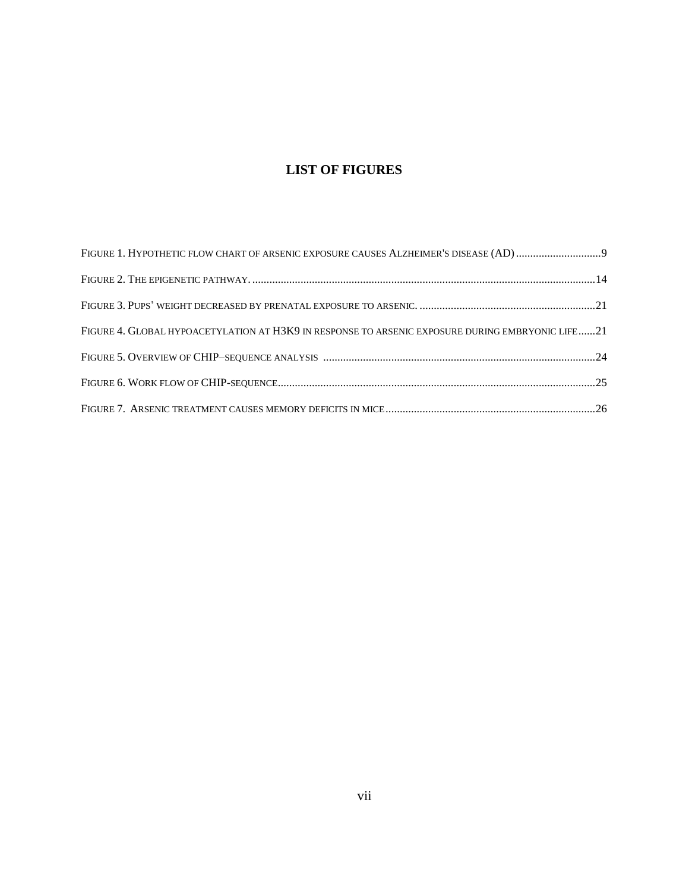# LIST OF FIGURES

FIGURE 1. HYPOTHETIC FLOW CHART OF ARSENIC EXPOSURE CAUSES ALZHEIMER'S DISEASE (AD) .............................9

FIGURE 2. THE EPIGENETIC PATHWAY. ...........................................................................................................14

FIGURE 3. PUPS' WEIGHT DECREASED BY PRENATAL EXPOSURE TO ARSENIC. .............................................................21

FIGURE 4. GLOBAL HYPOACETYLATION AT H3K9 IN RESPONSE TO ARSENIC EXPOSURE DURING EMBRYONIC LIFE ......21

FIGURE 5. OVERVIEW OF CHIP–SEQUENCE ANALYSIS ................................................................................................24

FIGURE 6. WORK FLOW OF CHIP-SEQUENCE................................................................................................................25

FIGURE 7. ARSENIC TREATMENT CAUSES MEMORY DEFICITS IN MICE...........................................................................26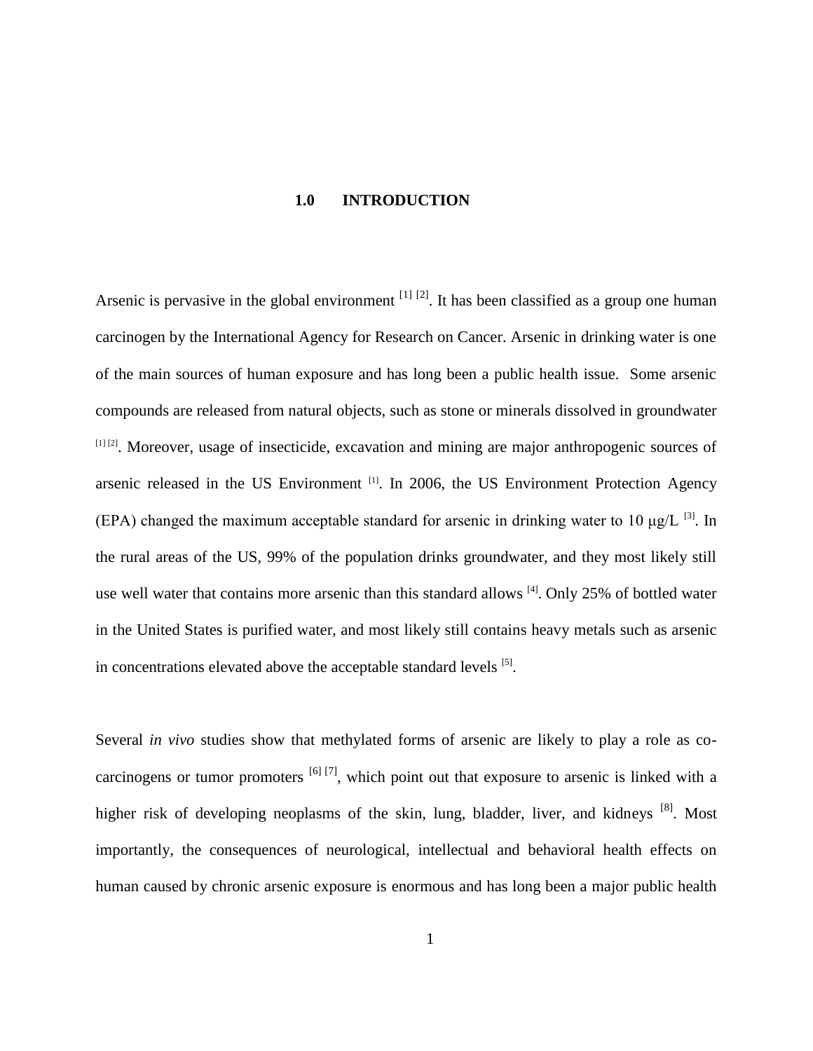# 1.0 INTRODUCTION

Arsenic is pervasive in the global environment [1] [2]. It has been classified as a group one human carcinogen by the International Agency for Research on Cancer. Arsenic in drinking water is one of the main sources of human exposure and has long been a public health issue. Some arsenic compounds are released from natural objects, such as stone or minerals dissolved in groundwater [1] [2]. Moreover, usage of insecticide, excavation and mining are major anthropogenic sources of arsenic released in the US Environment [1]. In 2006, the US Environment Protection Agency (EPA) changed the maximum acceptable standard for arsenic in drinking water to 10 μg/L [3]. In the rural areas of the US, 99% of the population drinks groundwater, and they most likely still use well water that contains more arsenic than this standard allows [4]. Only 25% of bottled water in the United States is purified water, and most likely still contains heavy metals such as arsenic in concentrations elevated above the acceptable standard levels [5].

Several *in vivo* studies show that methylated forms of arsenic are likely to play a role as co-carcinogens or tumor promoters [6] [7], which point out that exposure to arsenic is linked with a higher risk of developing neoplasms of the skin, lung, bladder, liver, and kidneys [8]. Most importantly, the consequences of neurological, intellectual and behavioral health effects on human caused by chronic arsenic exposure is enormous and has long been a major public health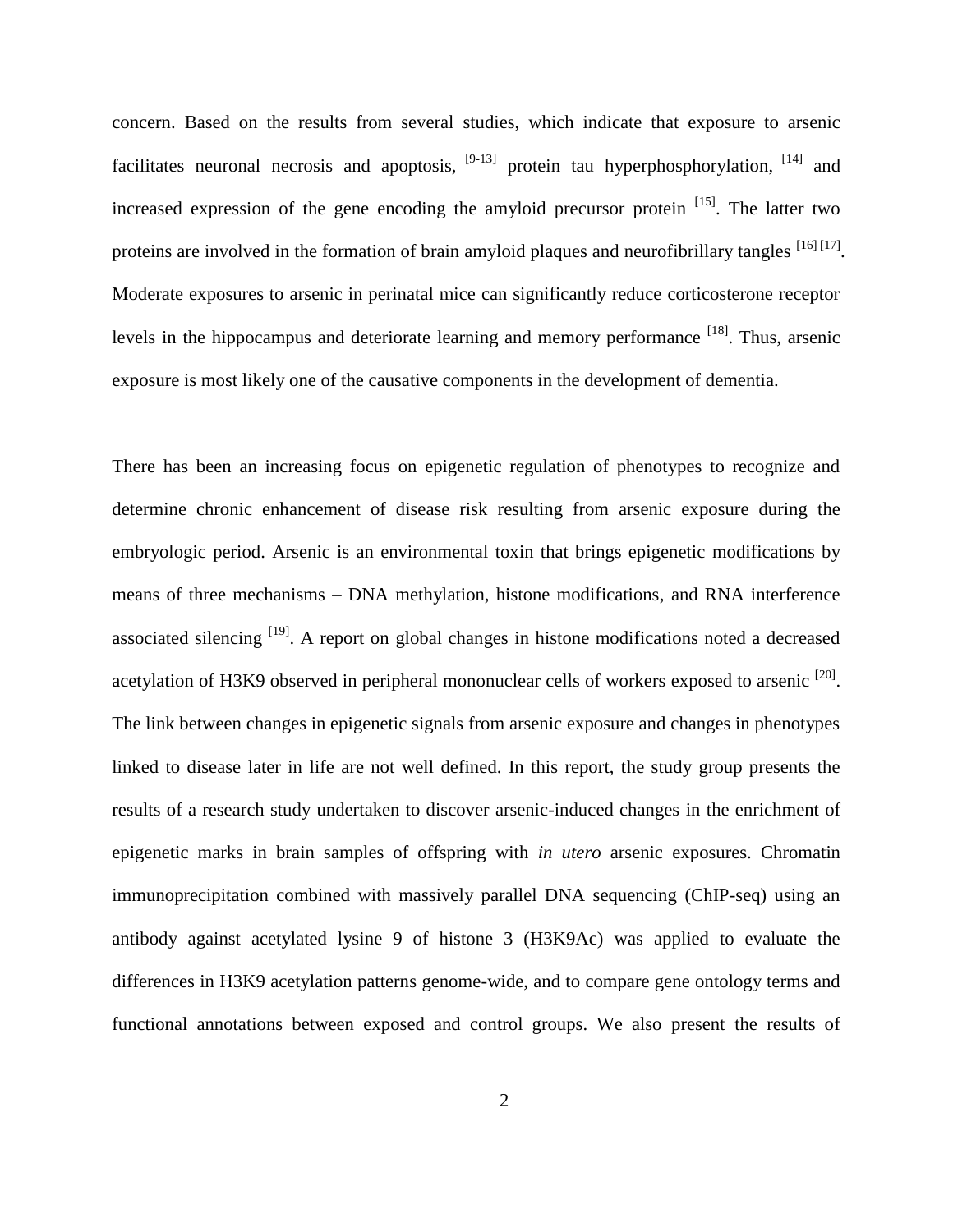concern. Based on the results from several studies, which indicate that exposure to arsenic facilitates neuronal necrosis and apoptosis, [9-13] protein tau hyperphosphorylation, [14] and increased expression of the gene encoding the amyloid precursor protein [15]. The latter two proteins are involved in the formation of brain amyloid plaques and neurofibrillary tangles [16] [17]. Moderate exposures to arsenic in perinatal mice can significantly reduce corticosterone receptor levels in the hippocampus and deteriorate learning and memory performance [18]. Thus, arsenic exposure is most likely one of the causative components in the development of dementia.

There has been an increasing focus on epigenetic regulation of phenotypes to recognize and determine chronic enhancement of disease risk resulting from arsenic exposure during the embryologic period. Arsenic is an environmental toxin that brings epigenetic modifications by means of three mechanisms – DNA methylation, histone modifications, and RNA interference associated silencing [19]. A report on global changes in histone modifications noted a decreased acetylation of H3K9 observed in peripheral mononuclear cells of workers exposed to arsenic [20]. The link between changes in epigenetic signals from arsenic exposure and changes in phenotypes linked to disease later in life are not well defined. In this report, the study group presents the results of a research study undertaken to discover arsenic-induced changes in the enrichment of epigenetic marks in brain samples of offspring with *in utero* arsenic exposures. Chromatin immunoprecipitation combined with massively parallel DNA sequencing (ChIP-seq) using an antibody against acetylated lysine 9 of histone 3 (H3K9Ac) was applied to evaluate the differences in H3K9 acetylation patterns genome-wide, and to compare gene ontology terms and functional annotations between exposed and control groups. We also present the results of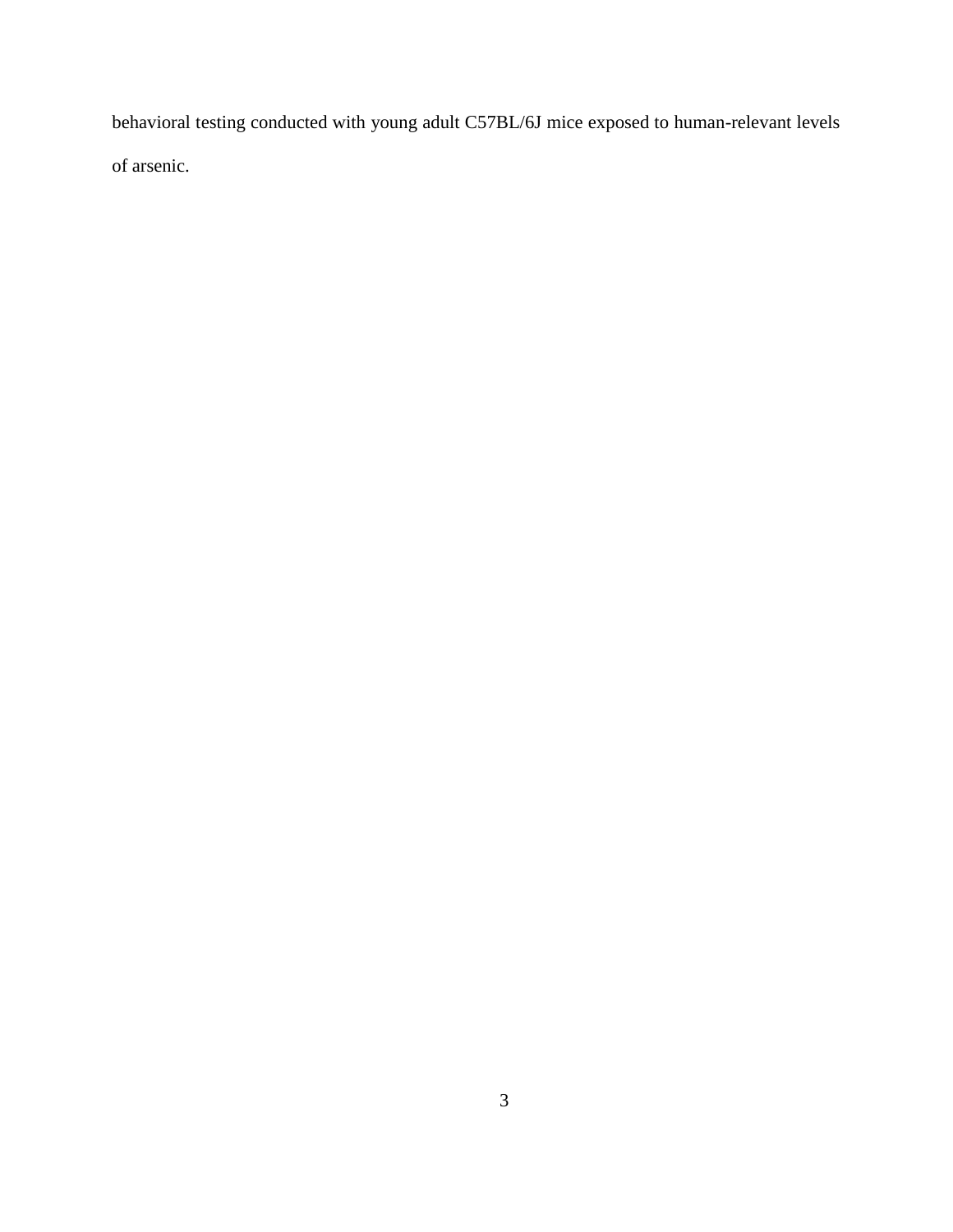behavioral testing conducted with young adult C57BL/6J mice exposed to human-relevant levels of arsenic.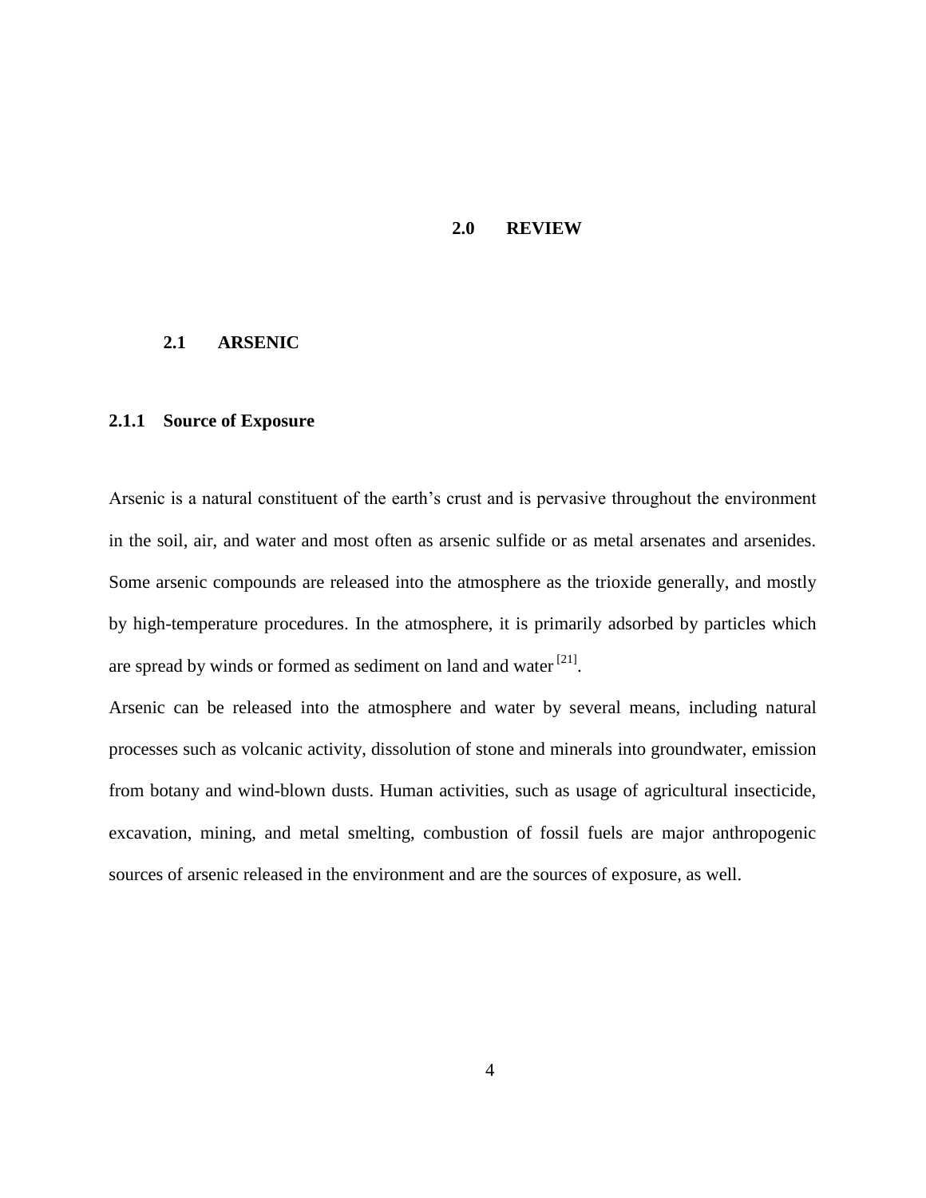# 2.0 REVIEW

## 2.1 ARSENIC

### 2.1.1 Source of Exposure

Arsenic is a natural constituent of the earth's crust and is pervasive throughout the environment in the soil, air, and water and most often as arsenic sulfide or as metal arsenates and arsenides. Some arsenic compounds are released into the atmosphere as the trioxide generally, and mostly by high-temperature procedures. In the atmosphere, it is primarily adsorbed by particles which are spread by winds or formed as sediment on land and water [21].

Arsenic can be released into the atmosphere and water by several means, including natural processes such as volcanic activity, dissolution of stone and minerals into groundwater, emission from botany and wind-blown dusts. Human activities, such as usage of agricultural insecticide, excavation, mining, and metal smelting, combustion of fossil fuels are major anthropogenic sources of arsenic released in the environment and are the sources of exposure, as well.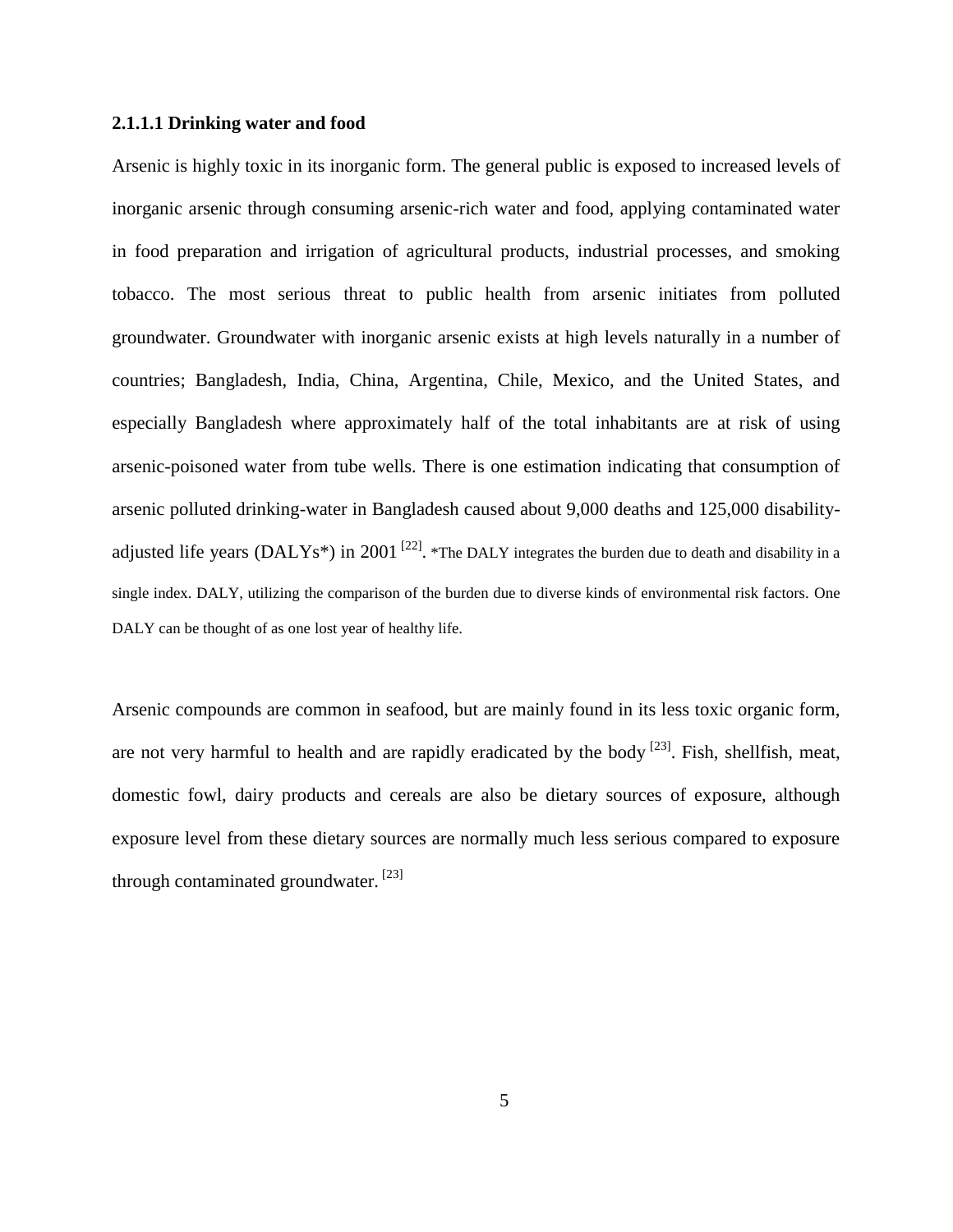#### 2.1.1.1 Drinking water and food

Arsenic is highly toxic in its inorganic form. The general public is exposed to increased levels of inorganic arsenic through consuming arsenic-rich water and food, applying contaminated water in food preparation and irrigation of agricultural products, industrial processes, and smoking tobacco. The most serious threat to public health from arsenic initiates from polluted groundwater. Groundwater with inorganic arsenic exists at high levels naturally in a number of countries; Bangladesh, India, China, Argentina, Chile, Mexico, and the United States, and especially Bangladesh where approximately half of the total inhabitants are at risk of using arsenic-poisoned water from tube wells. There is one estimation indicating that consumption of arsenic polluted drinking-water in Bangladesh caused about 9,000 deaths and 125,000 disability-adjusted life years (DALYs*) in 2001 [22]. *The DALY integrates the burden due to death and disability in a single index. DALY, utilizing the comparison of the burden due to diverse kinds of environmental risk factors. One DALY can be thought of as one lost year of healthy life.

Arsenic compounds are common in seafood, but are mainly found in its less toxic organic form, are not very harmful to health and are rapidly eradicated by the body [23]. Fish, shellfish, meat, domestic fowl, dairy products and cereals are also be dietary sources of exposure, although exposure level from these dietary sources are normally much less serious compared to exposure through contaminated groundwater. [23]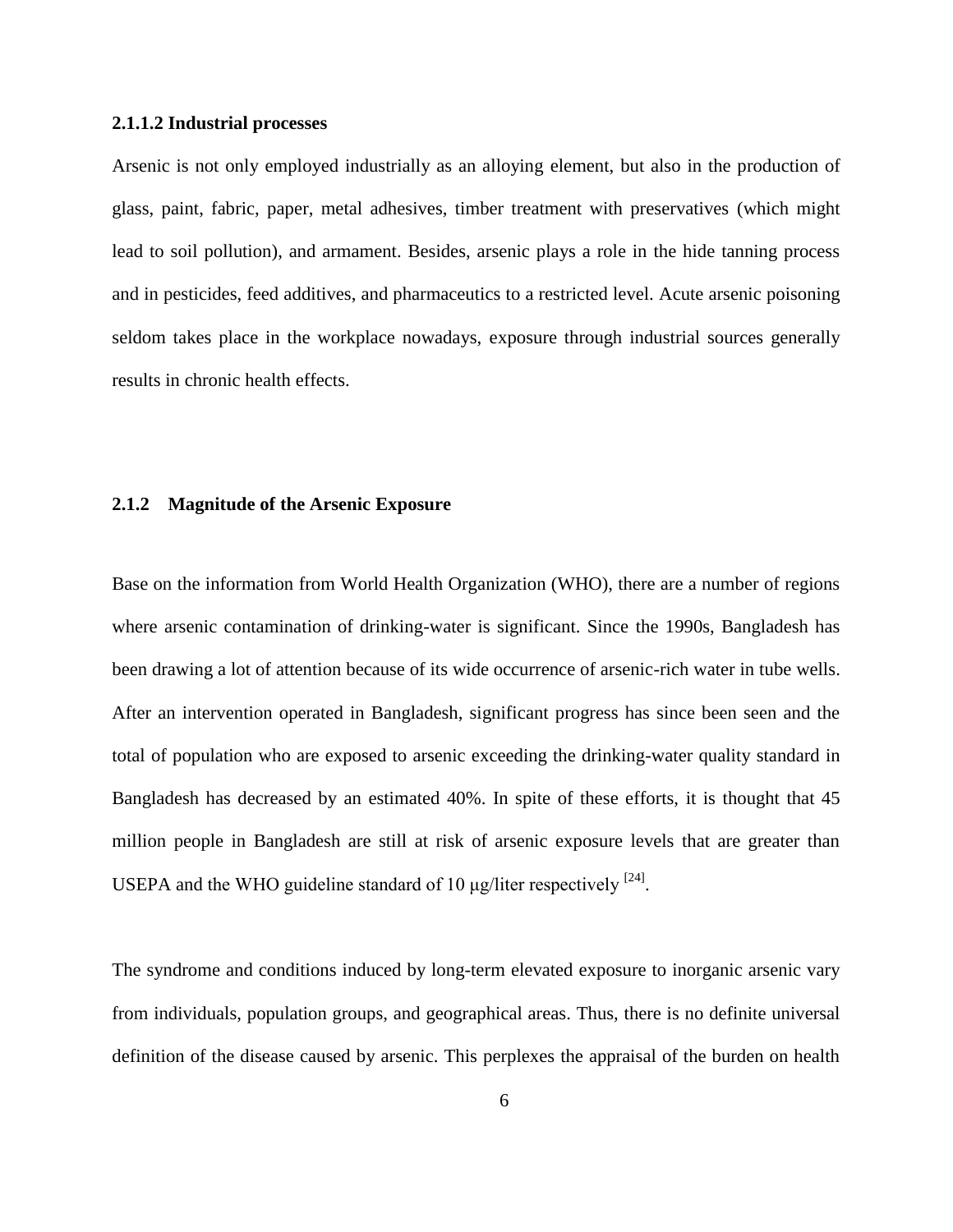#### 2.1.1.2 Industrial processes

Arsenic is not only employed industrially as an alloying element, but also in the production of glass, paint, fabric, paper, metal adhesives, timber treatment with preservatives (which might lead to soil pollution), and armament. Besides, arsenic plays a role in the hide tanning process and in pesticides, feed additives, and pharmaceutics to a restricted level. Acute arsenic poisoning seldom takes place in the workplace nowadays, exposure through industrial sources generally results in chronic health effects.

### 2.1.2 Magnitude of the Arsenic Exposure

Base on the information from World Health Organization (WHO), there are a number of regions where arsenic contamination of drinking-water is significant. Since the 1990s, Bangladesh has been drawing a lot of attention because of its wide occurrence of arsenic-rich water in tube wells. After an intervention operated in Bangladesh, significant progress has since been seen and the total of population who are exposed to arsenic exceeding the drinking-water quality standard in Bangladesh has decreased by an estimated 40%. In spite of these efforts, it is thought that 45 million people in Bangladesh are still at risk of arsenic exposure levels that are greater than USEPA and the WHO guideline standard of 10 μg/liter respectively [24].

The syndrome and conditions induced by long-term elevated exposure to inorganic arsenic vary from individuals, population groups, and geographical areas. Thus, there is no definite universal definition of the disease caused by arsenic. This perplexes the appraisal of the burden on health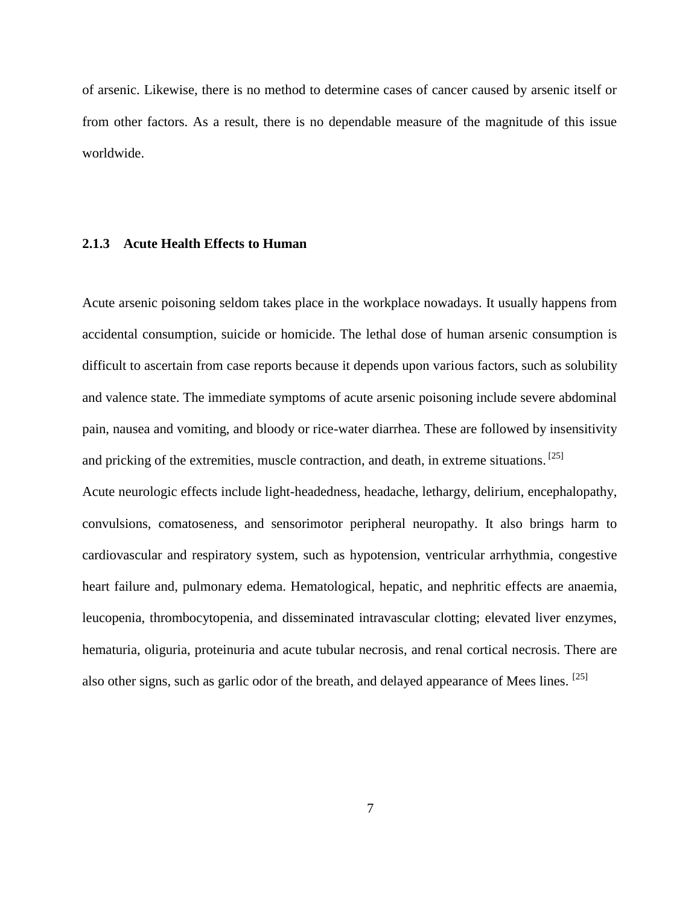of arsenic. Likewise, there is no method to determine cases of cancer caused by arsenic itself or from other factors. As a result, there is no dependable measure of the magnitude of this issue worldwide.

### 2.1.3 Acute Health Effects to Human

Acute arsenic poisoning seldom takes place in the workplace nowadays. It usually happens from accidental consumption, suicide or homicide. The lethal dose of human arsenic consumption is difficult to ascertain from case reports because it depends upon various factors, such as solubility and valence state. The immediate symptoms of acute arsenic poisoning include severe abdominal pain, nausea and vomiting, and bloody or rice-water diarrhea. These are followed by insensitivity and pricking of the extremities, muscle contraction, and death, in extreme situations. [25]

Acute neurologic effects include light-headedness, headache, lethargy, delirium, encephalopathy, convulsions, comatoseness, and sensorimotor peripheral neuropathy. It also brings harm to cardiovascular and respiratory system, such as hypotension, ventricular arrhythmia, congestive heart failure and, pulmonary edema. Hematological, hepatic, and nephritic effects are anaemia, leucopenia, thrombocytopenia, and disseminated intravascular clotting; elevated liver enzymes, hematuria, oliguria, proteinuria and acute tubular necrosis, and renal cortical necrosis. There are also other signs, such as garlic odor of the breath, and delayed appearance of Mees lines. [25]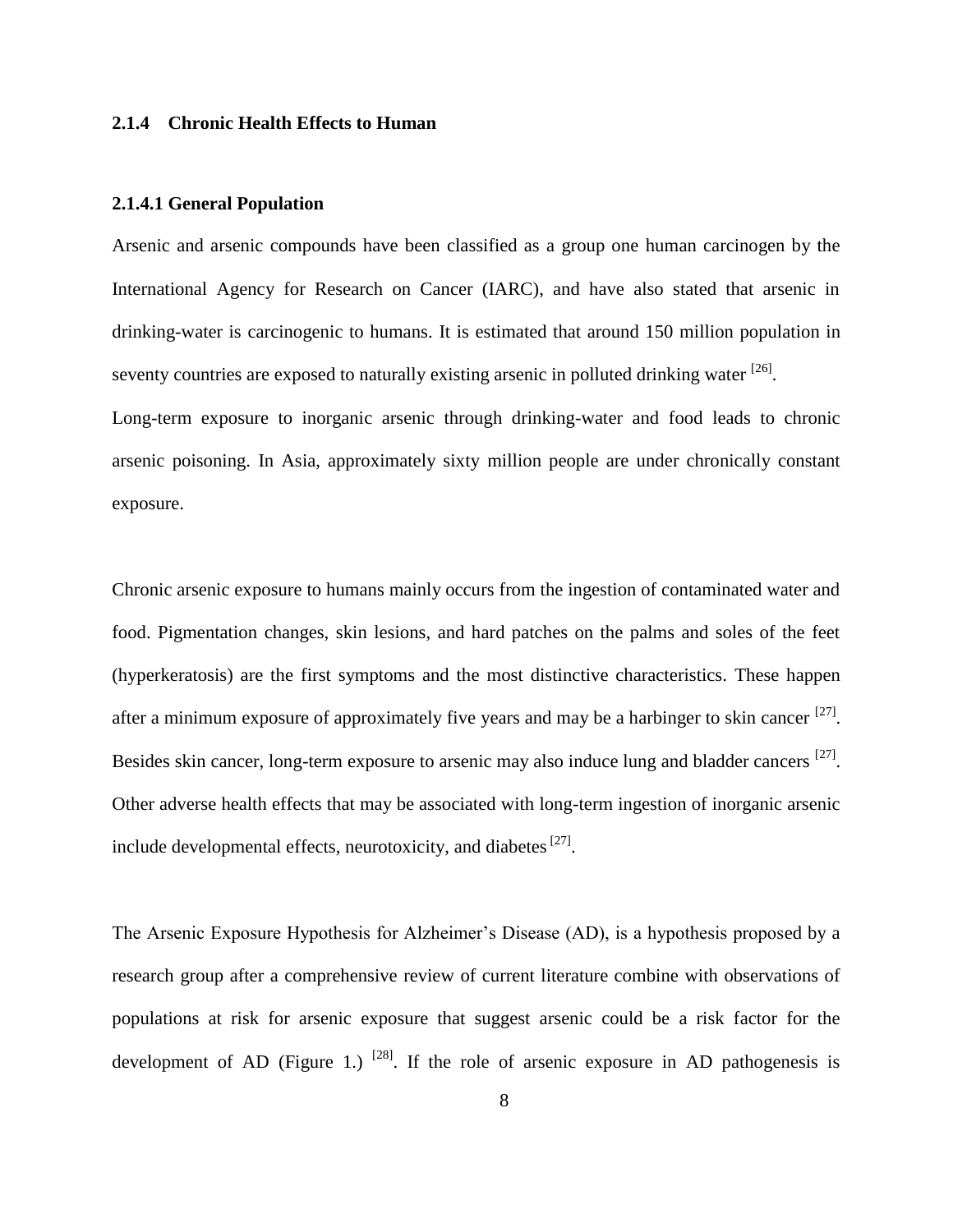### 2.1.4 Chronic Health Effects to Human

#### 2.1.4.1 General Population

Arsenic and arsenic compounds have been classified as a group one human carcinogen by the International Agency for Research on Cancer (IARC), and have also stated that arsenic in drinking-water is carcinogenic to humans. It is estimated that around 150 million population in seventy countries are exposed to naturally existing arsenic in polluted drinking water [26].

Long-term exposure to inorganic arsenic through drinking-water and food leads to chronic arsenic poisoning. In Asia, approximately sixty million people are under chronically constant exposure.

Chronic arsenic exposure to humans mainly occurs from the ingestion of contaminated water and food. Pigmentation changes, skin lesions, and hard patches on the palms and soles of the feet (hyperkeratosis) are the first symptoms and the most distinctive characteristics. These happen after a minimum exposure of approximately five years and may be a harbinger to skin cancer [27]. Besides skin cancer, long-term exposure to arsenic may also induce lung and bladder cancers [27]. Other adverse health effects that may be associated with long-term ingestion of inorganic arsenic include developmental effects, neurotoxicity, and diabetes [27].

The Arsenic Exposure Hypothesis for Alzheimer's Disease (AD), is a hypothesis proposed by a research group after a comprehensive review of current literature combine with observations of populations at risk for arsenic exposure that suggest arsenic could be a risk factor for the development of AD (Figure 1.) [28]. If the role of arsenic exposure in AD pathogenesis is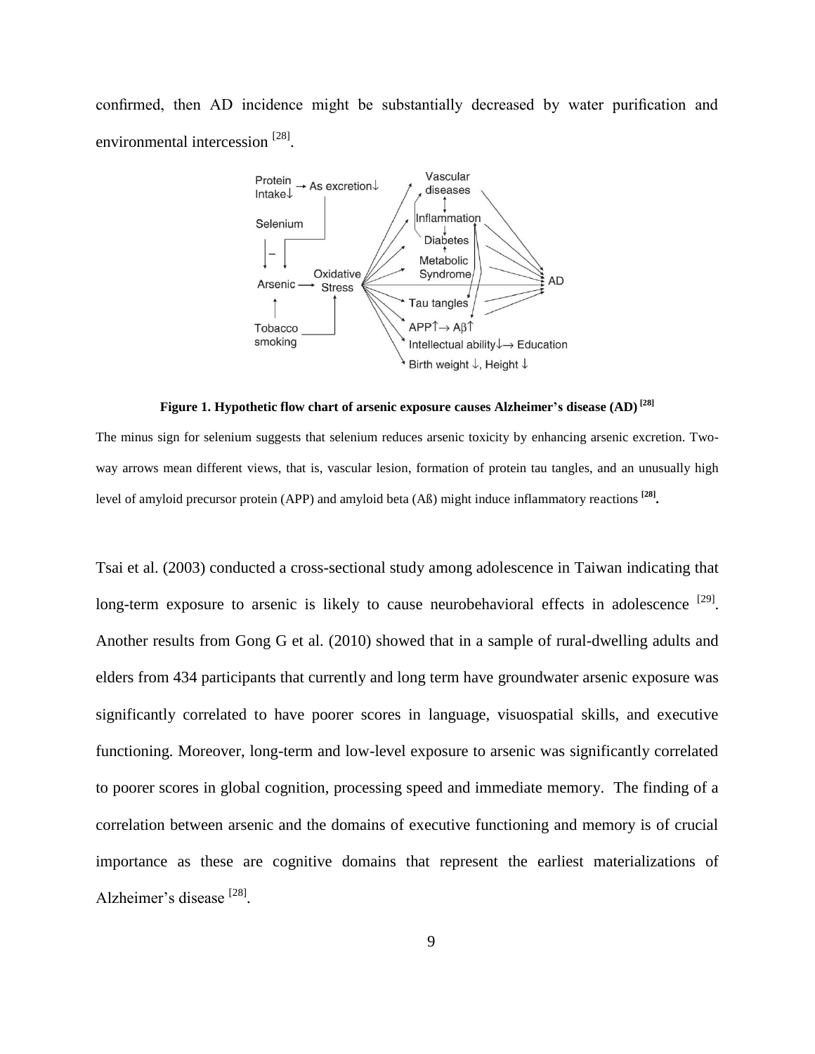confirmed, then AD incidence might be substantially decreased by water purification and environmental intercession [28].

**Figure 1. Hypothetic flow chart of arsenic exposure causes Alzheimer's disease (AD) [28]**

The minus sign for selenium suggests that selenium reduces arsenic toxicity by enhancing arsenic excretion. Two-way arrows mean different views, that is, vascular lesion, formation of protein tau tangles, and an unusually high level of amyloid precursor protein (APP) and amyloid beta (Aß) might induce inflammatory reactions **[28]**.

Tsai et al. (2003) conducted a cross-sectional study among adolescence in Taiwan indicating that long-term exposure to arsenic is likely to cause neurobehavioral effects in adolescence [29]. Another results from Gong G et al. (2010) showed that in a sample of rural-dwelling adults and elders from 434 participants that currently and long term have groundwater arsenic exposure was significantly correlated to have poorer scores in language, visuospatial skills, and executive functioning. Moreover, long-term and low-level exposure to arsenic was significantly correlated to poorer scores in global cognition, processing speed and immediate memory. The finding of a correlation between arsenic and the domains of executive functioning and memory is of crucial importance as these are cognitive domains that represent the earliest materializations of Alzheimer's disease [28].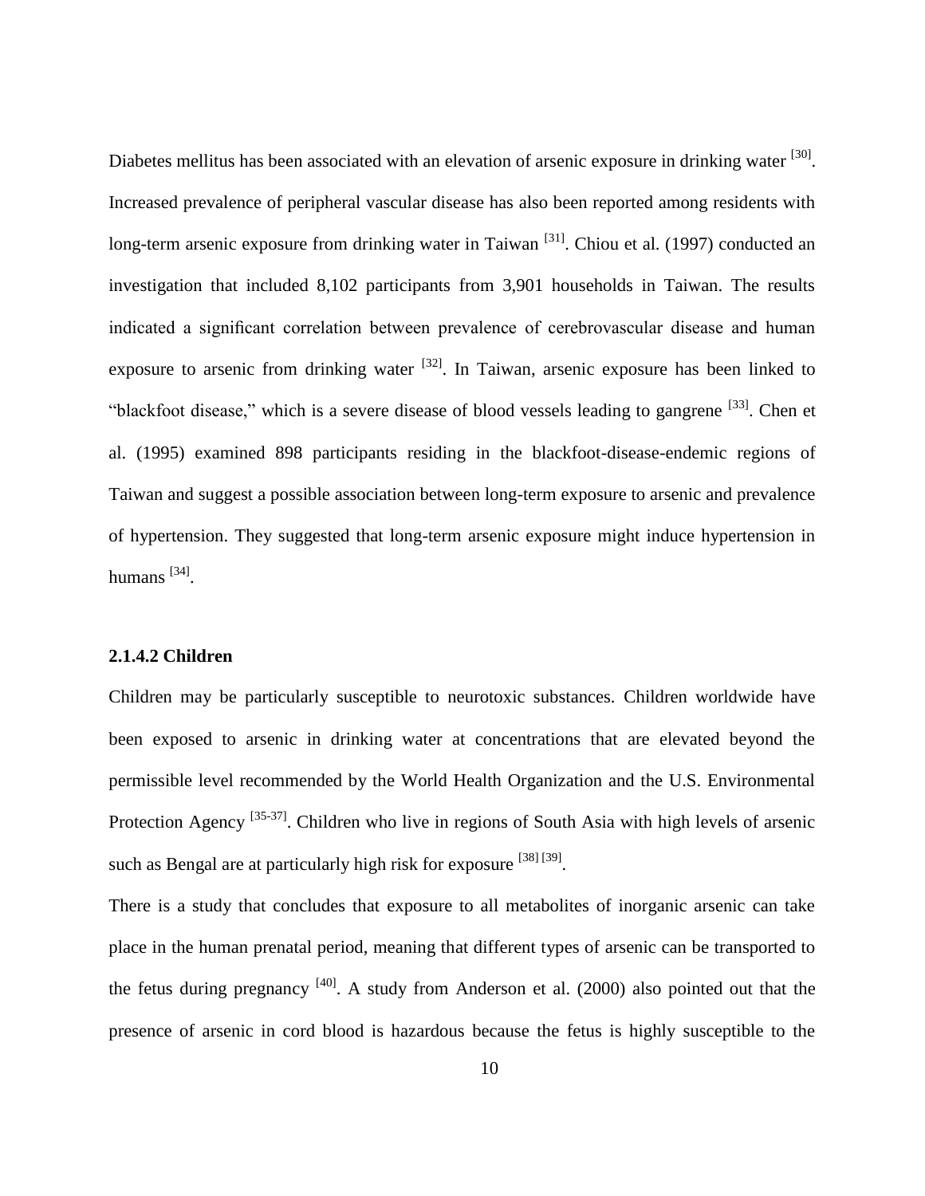Diabetes mellitus has been associated with an elevation of arsenic exposure in drinking water [30]. Increased prevalence of peripheral vascular disease has also been reported among residents with long-term arsenic exposure from drinking water in Taiwan [31]. Chiou et al. (1997) conducted an investigation that included 8,102 participants from 3,901 households in Taiwan. The results indicated a significant correlation between prevalence of cerebrovascular disease and human exposure to arsenic from drinking water [32]. In Taiwan, arsenic exposure has been linked to "blackfoot disease," which is a severe disease of blood vessels leading to gangrene [33]. Chen et al. (1995) examined 898 participants residing in the blackfoot-disease-endemic regions of Taiwan and suggest a possible association between long-term exposure to arsenic and prevalence of hypertension. They suggested that long-term arsenic exposure might induce hypertension in humans [34].

#### 2.1.4.2 Children

Children may be particularly susceptible to neurotoxic substances. Children worldwide have been exposed to arsenic in drinking water at concentrations that are elevated beyond the permissible level recommended by the World Health Organization and the U.S. Environmental Protection Agency [35-37]. Children who live in regions of South Asia with high levels of arsenic such as Bengal are at particularly high risk for exposure [38] [39].

There is a study that concludes that exposure to all metabolites of inorganic arsenic can take place in the human prenatal period, meaning that different types of arsenic can be transported to the fetus during pregnancy [40]. A study from Anderson et al. (2000) also pointed out that the presence of arsenic in cord blood is hazardous because the fetus is highly susceptible to the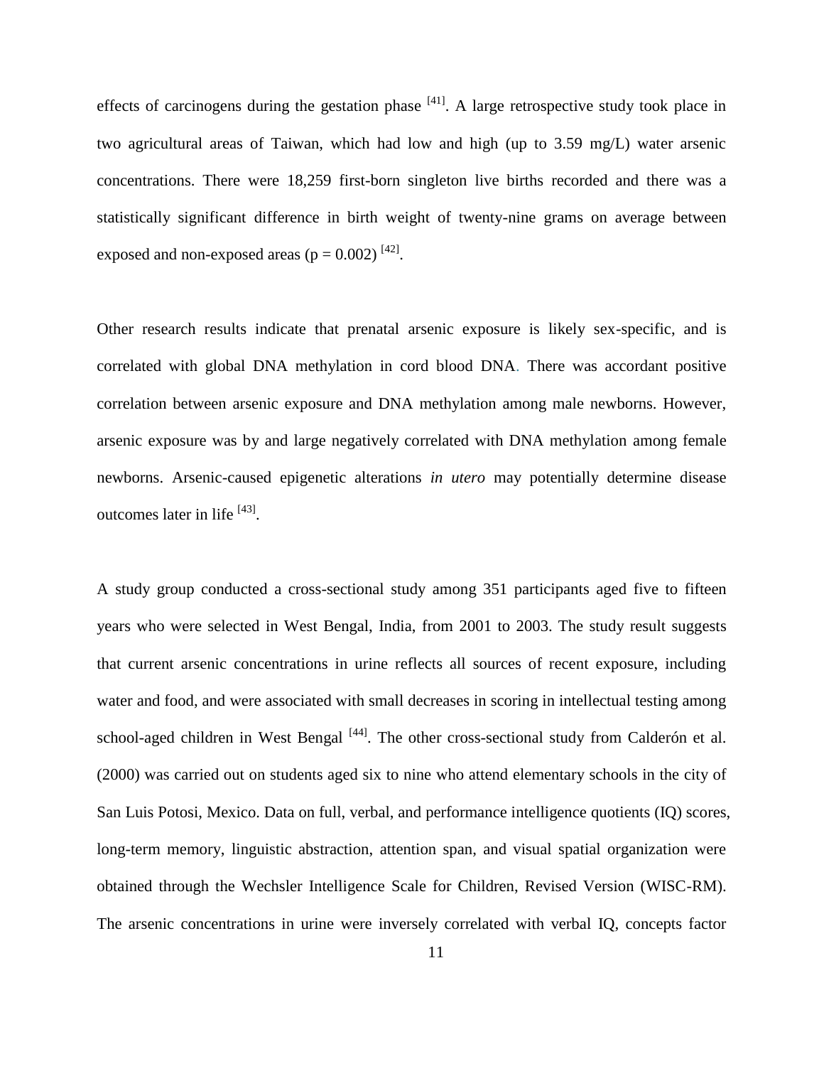effects of carcinogens during the gestation phase [41]. A large retrospective study took place in two agricultural areas of Taiwan, which had low and high (up to 3.59 mg/L) water arsenic concentrations. There were 18,259 first-born singleton live births recorded and there was a statistically significant difference in birth weight of twenty-nine grams on average between exposed and non-exposed areas ($p = 0.002$) [42].

Other research results indicate that prenatal arsenic exposure is likely sex-specific, and is correlated with global DNA methylation in cord blood DNA. There was accordant positive correlation between arsenic exposure and DNA methylation among male newborns. However, arsenic exposure was by and large negatively correlated with DNA methylation among female newborns. Arsenic-caused epigenetic alterations *in utero* may potentially determine disease outcomes later in life [43].

A study group conducted a cross-sectional study among 351 participants aged five to fifteen years who were selected in West Bengal, India, from 2001 to 2003. The study result suggests that current arsenic concentrations in urine reflects all sources of recent exposure, including water and food, and were associated with small decreases in scoring in intellectual testing among school-aged children in West Bengal [44]. The other cross-sectional study from Calderón et al. (2000) was carried out on students aged six to nine who attend elementary schools in the city of San Luis Potosi, Mexico. Data on full, verbal, and performance intelligence quotients (IQ) scores, long-term memory, linguistic abstraction, attention span, and visual spatial organization were obtained through the Wechsler Intelligence Scale for Children, Revised Version (WISC-RM). The arsenic concentrations in urine were inversely correlated with verbal IQ, concepts factor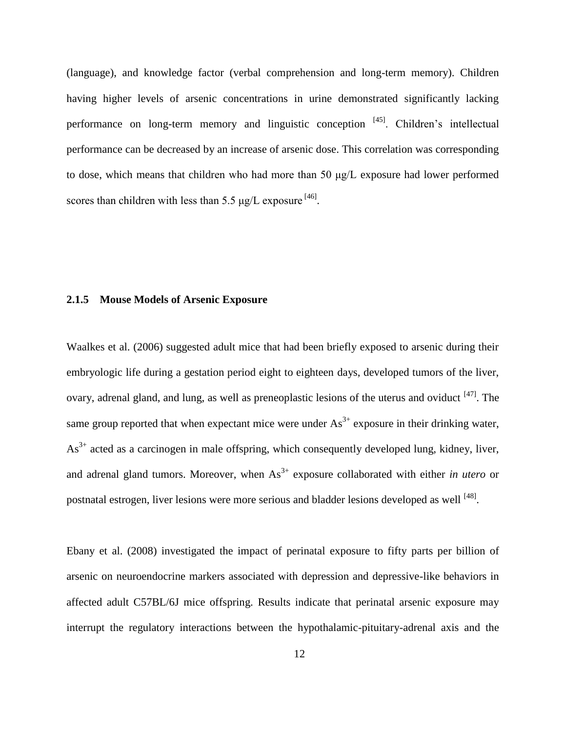(language), and knowledge factor (verbal comprehension and long-term memory). Children having higher levels of arsenic concentrations in urine demonstrated significantly lacking performance on long-term memory and linguistic conception [45]. Children's intellectual performance can be decreased by an increase of arsenic dose. This correlation was corresponding to dose, which means that children who had more than 50 μg/L exposure had lower performed scores than children with less than 5.5 μg/L exposure [46].

### 2.1.5 Mouse Models of Arsenic Exposure

Waalkes et al. (2006) suggested adult mice that had been briefly exposed to arsenic during their embryologic life during a gestation period eight to eighteen days, developed tumors of the liver, ovary, adrenal gland, and lung, as well as preneoplastic lesions of the uterus and oviduct [47]. The same group reported that when expectant mice were under $As^{3+}$ exposure in their drinking water, $As^{3+}$ acted as a carcinogen in male offspring, which consequently developed lung, kidney, liver, and adrenal gland tumors. Moreover, when $As^{3+}$ exposure collaborated with either *in utero* or postnatal estrogen, liver lesions were more serious and bladder lesions developed as well [48].

Ebany et al. (2008) investigated the impact of perinatal exposure to fifty parts per billion of arsenic on neuroendocrine markers associated with depression and depressive-like behaviors in affected adult C57BL/6J mice offspring. Results indicate that perinatal arsenic exposure may interrupt the regulatory interactions between the hypothalamic-pituitary-adrenal axis and the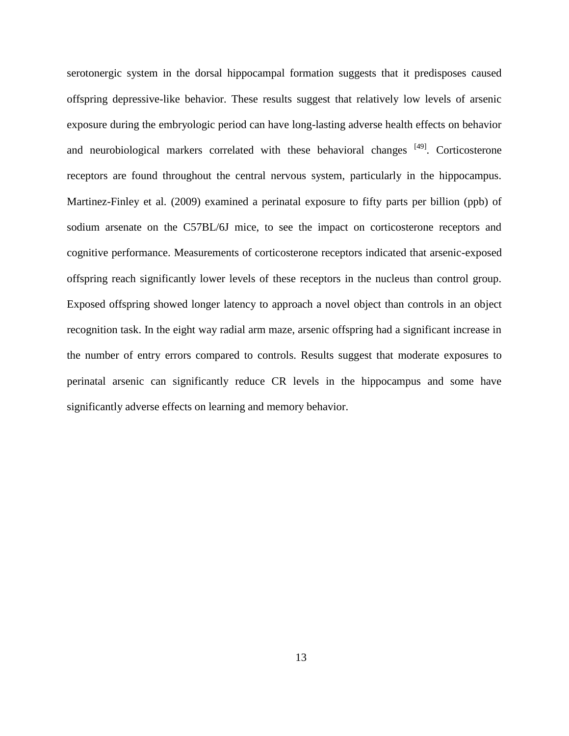serotonergic system in the dorsal hippocampal formation suggests that it predisposes caused offspring depressive-like behavior. These results suggest that relatively low levels of arsenic exposure during the embryologic period can have long-lasting adverse health effects on behavior and neurobiological markers correlated with these behavioral changes [49]. Corticosterone receptors are found throughout the central nervous system, particularly in the hippocampus. Martinez-Finley et al. (2009) examined a perinatal exposure to fifty parts per billion (ppb) of sodium arsenate on the C57BL/6J mice, to see the impact on corticosterone receptors and cognitive performance. Measurements of corticosterone receptors indicated that arsenic-exposed offspring reach significantly lower levels of these receptors in the nucleus than control group. Exposed offspring showed longer latency to approach a novel object than controls in an object recognition task. In the eight way radial arm maze, arsenic offspring had a significant increase in the number of entry errors compared to controls. Results suggest that moderate exposures to perinatal arsenic can significantly reduce CR levels in the hippocampus and some have significantly adverse effects on learning and memory behavior.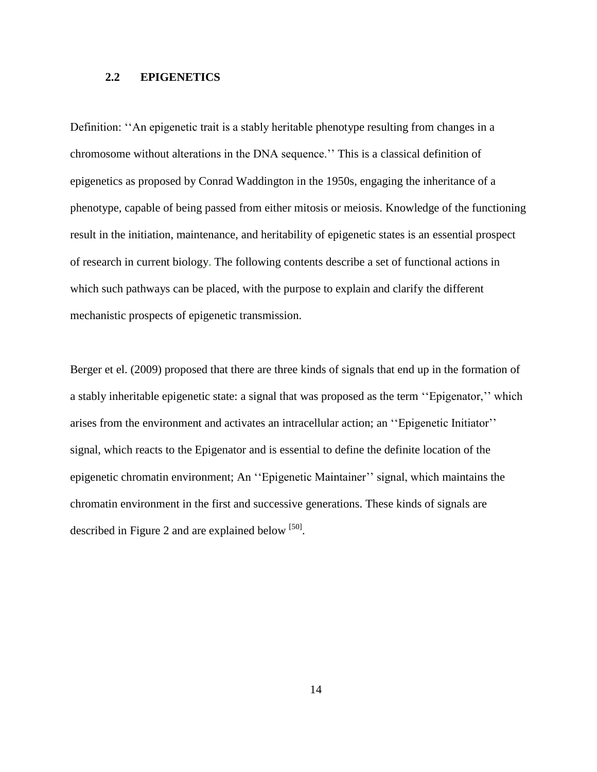## 2.2 EPIGENETICS

Definition: ''An epigenetic trait is a stably heritable phenotype resulting from changes in a chromosome without alterations in the DNA sequence.'' This is a classical definition of epigenetics as proposed by Conrad Waddington in the 1950s, engaging the inheritance of a phenotype, capable of being passed from either mitosis or meiosis. Knowledge of the functioning result in the initiation, maintenance, and heritability of epigenetic states is an essential prospect of research in current biology. The following contents describe a set of functional actions in which such pathways can be placed, with the purpose to explain and clarify the different mechanistic prospects of epigenetic transmission.

Berger et el. (2009) proposed that there are three kinds of signals that end up in the formation of a stably inheritable epigenetic state: a signal that was proposed as the term ''Epigenator,'' which arises from the environment and activates an intracellular action; an ''Epigenetic Initiator'' signal, which reacts to the Epigenator and is essential to define the definite location of the epigenetic chromatin environment; An ''Epigenetic Maintainer'' signal, which maintains the chromatin environment in the first and successive generations. These kinds of signals are described in Figure 2 and are explained below [50].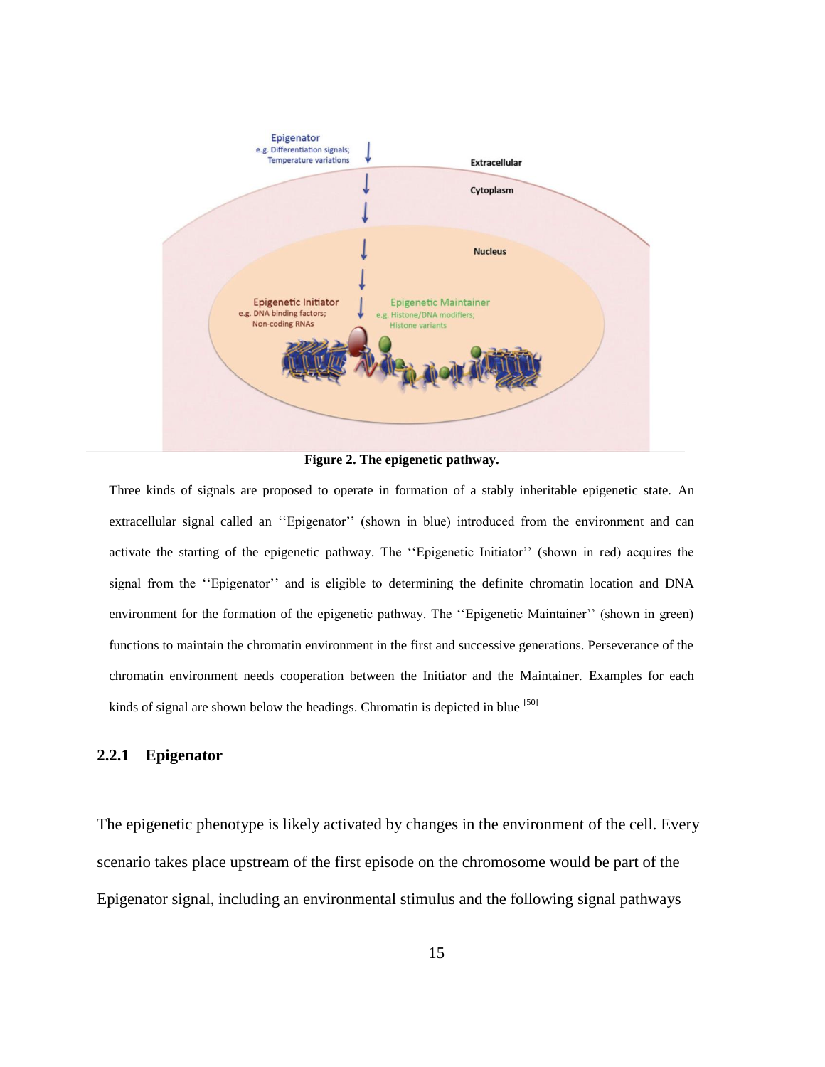**Figure 2. The epigenetic pathway.**

Three kinds of signals are proposed to operate in formation of a stably inheritable epigenetic state. An extracellular signal called an ''Epigenator'' (shown in blue) introduced from the environment and can activate the starting of the epigenetic pathway. The ''Epigenetic Initiator'' (shown in red) acquires the signal from the ''Epigenator'' and is eligible to determining the definite chromatin location and DNA environment for the formation of the epigenetic pathway. The ''Epigenetic Maintainer'' (shown in green) functions to maintain the chromatin environment in the first and successive generations. Perseverance of the chromatin environment needs cooperation between the Initiator and the Maintainer. Examples for each kinds of signal are shown below the headings. Chromatin is depicted in blue [50]

### 2.2.1 Epigenator

The epigenetic phenotype is likely activated by changes in the environment of the cell. Every scenario takes place upstream of the first episode on the chromosome would be part of the Epigenator signal, including an environmental stimulus and the following signal pathways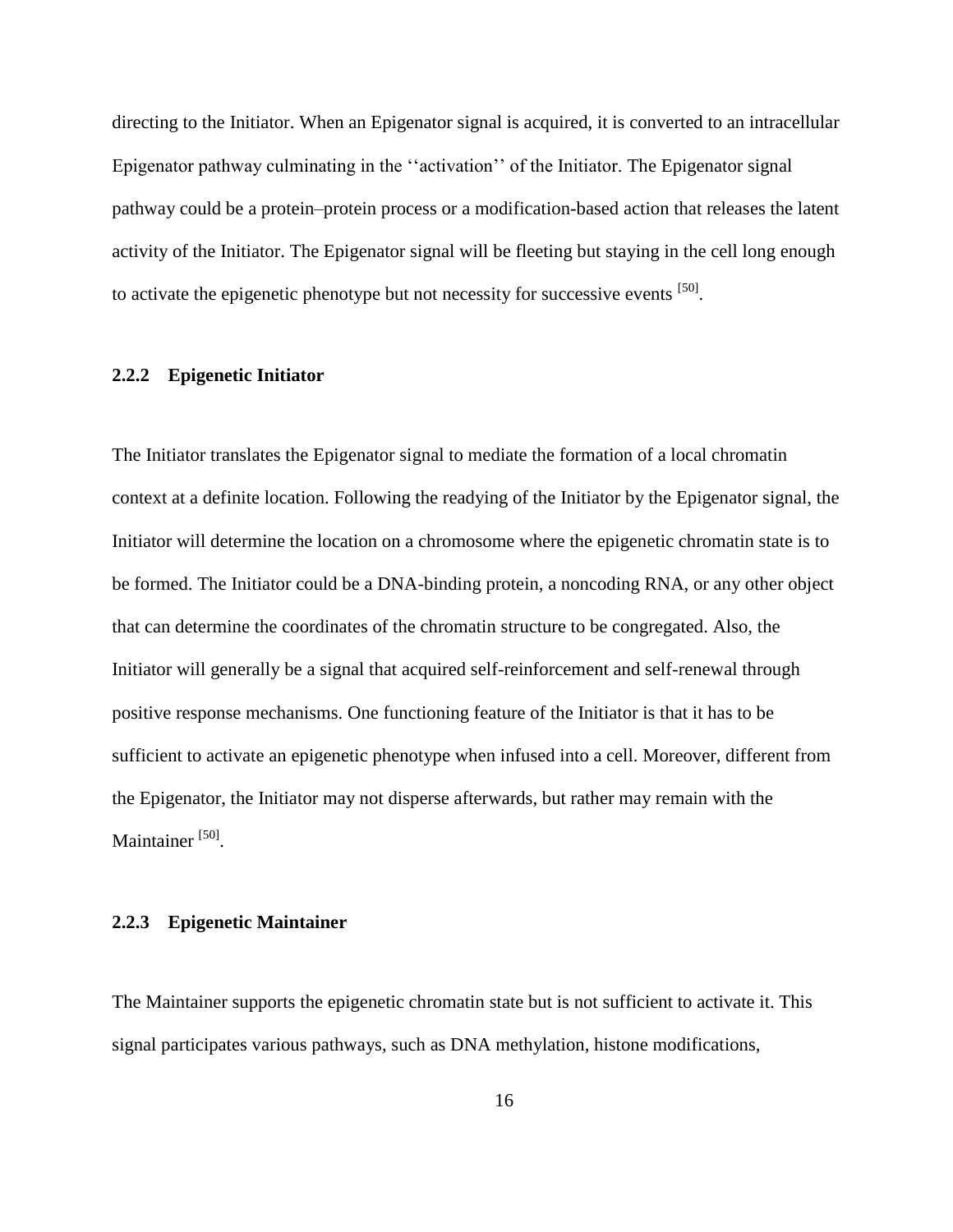directing to the Initiator. When an Epigenator signal is acquired, it is converted to an intracellular Epigenator pathway culminating in the ‘‘activation’’ of the Initiator. The Epigenator signal pathway could be a protein–protein process or a modification-based action that releases the latent activity of the Initiator. The Epigenator signal will be fleeting but staying in the cell long enough to activate the epigenetic phenotype but not necessity for successive events [50].

### 2.2.2 Epigenetic Initiator

The Initiator translates the Epigenator signal to mediate the formation of a local chromatin context at a definite location. Following the readying of the Initiator by the Epigenator signal, the Initiator will determine the location on a chromosome where the epigenetic chromatin state is to be formed. The Initiator could be a DNA-binding protein, a noncoding RNA, or any other object that can determine the coordinates of the chromatin structure to be congregated. Also, the Initiator will generally be a signal that acquired self-reinforcement and self-renewal through positive response mechanisms. One functioning feature of the Initiator is that it has to be sufficient to activate an epigenetic phenotype when infused into a cell. Moreover, different from the Epigenator, the Initiator may not disperse afterwards, but rather may remain with the Maintainer [50].

### 2.2.3 Epigenetic Maintainer

The Maintainer supports the epigenetic chromatin state but is not sufficient to activate it. This signal participates various pathways, such as DNA methylation, histone modifications,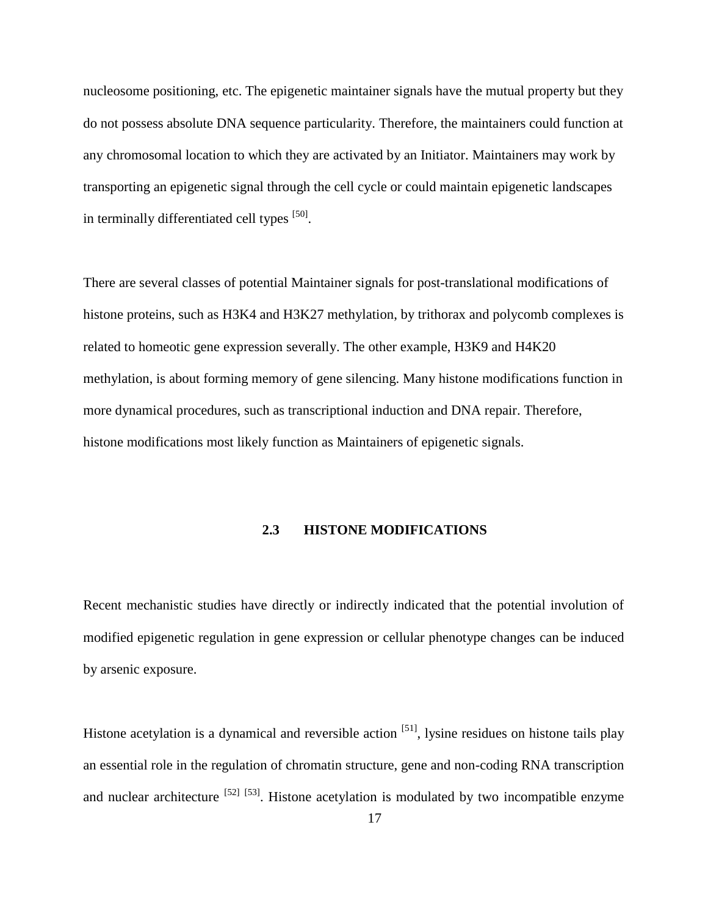nucleosome positioning, etc. The epigenetic maintainer signals have the mutual property but they do not possess absolute DNA sequence particularity. Therefore, the maintainers could function at any chromosomal location to which they are activated by an Initiator. Maintainers may work by transporting an epigenetic signal through the cell cycle or could maintain epigenetic landscapes in terminally differentiated cell types [50].

There are several classes of potential Maintainer signals for post-translational modifications of histone proteins, such as H3K4 and H3K27 methylation, by trithorax and polycomb complexes is related to homeotic gene expression severally. The other example, H3K9 and H4K20 methylation, is about forming memory of gene silencing. Many histone modifications function in more dynamical procedures, such as transcriptional induction and DNA repair. Therefore, histone modifications most likely function as Maintainers of epigenetic signals.

## 2.3 HISTONE MODIFICATIONS

Recent mechanistic studies have directly or indirectly indicated that the potential involution of modified epigenetic regulation in gene expression or cellular phenotype changes can be induced by arsenic exposure.

Histone acetylation is a dynamical and reversible action [51], lysine residues on histone tails play an essential role in the regulation of chromatin structure, gene and non-coding RNA transcription and nuclear architecture [52] [53]. Histone acetylation is modulated by two incompatible enzyme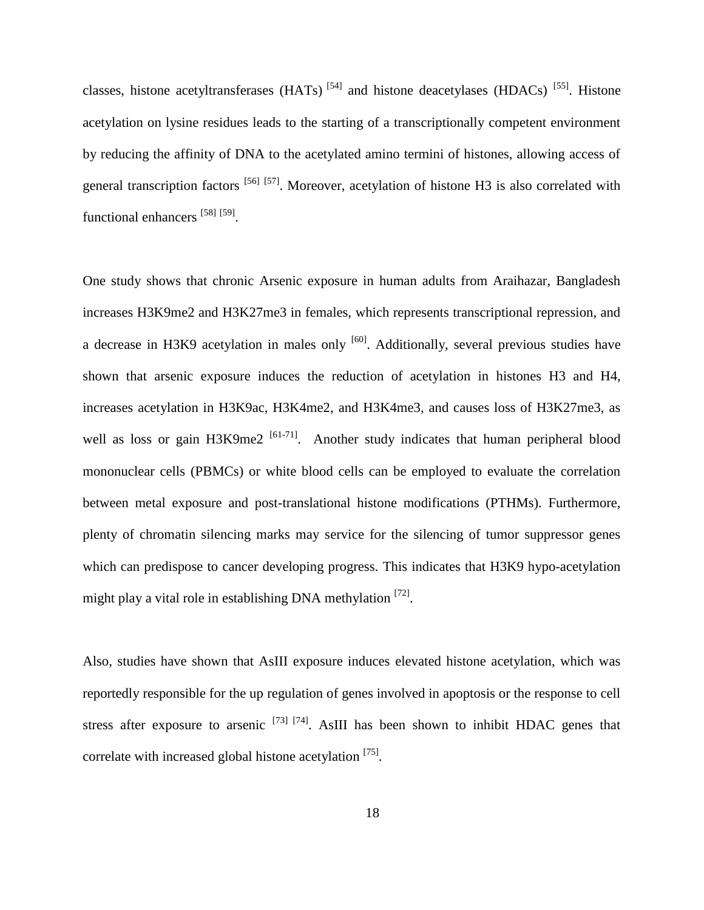classes, histone acetyltransferases (HATs) [54] and histone deacetylases (HDACs) [55]. Histone acetylation on lysine residues leads to the starting of a transcriptionally competent environment by reducing the affinity of DNA to the acetylated amino termini of histones, allowing access of general transcription factors [56] [57]. Moreover, acetylation of histone H3 is also correlated with functional enhancers [58] [59].

One study shows that chronic Arsenic exposure in human adults from Araihazar, Bangladesh increases H3K9me2 and H3K27me3 in females, which represents transcriptional repression, and a decrease in H3K9 acetylation in males only [60]. Additionally, several previous studies have shown that arsenic exposure induces the reduction of acetylation in histones H3 and H4, increases acetylation in H3K9ac, H3K4me2, and H3K4me3, and causes loss of H3K27me3, as well as loss or gain H3K9me2 [61-71]. Another study indicates that human peripheral blood mononuclear cells (PBMCs) or white blood cells can be employed to evaluate the correlation between metal exposure and post-translational histone modifications (PTHMs). Furthermore, plenty of chromatin silencing marks may service for the silencing of tumor suppressor genes which can predispose to cancer developing progress. This indicates that H3K9 hypo-acetylation might play a vital role in establishing DNA methylation [72].

Also, studies have shown that AsIII exposure induces elevated histone acetylation, which was reportedly responsible for the up regulation of genes involved in apoptosis or the response to cell stress after exposure to arsenic [73] [74]. AsIII has been shown to inhibit HDAC genes that correlate with increased global histone acetylation [75].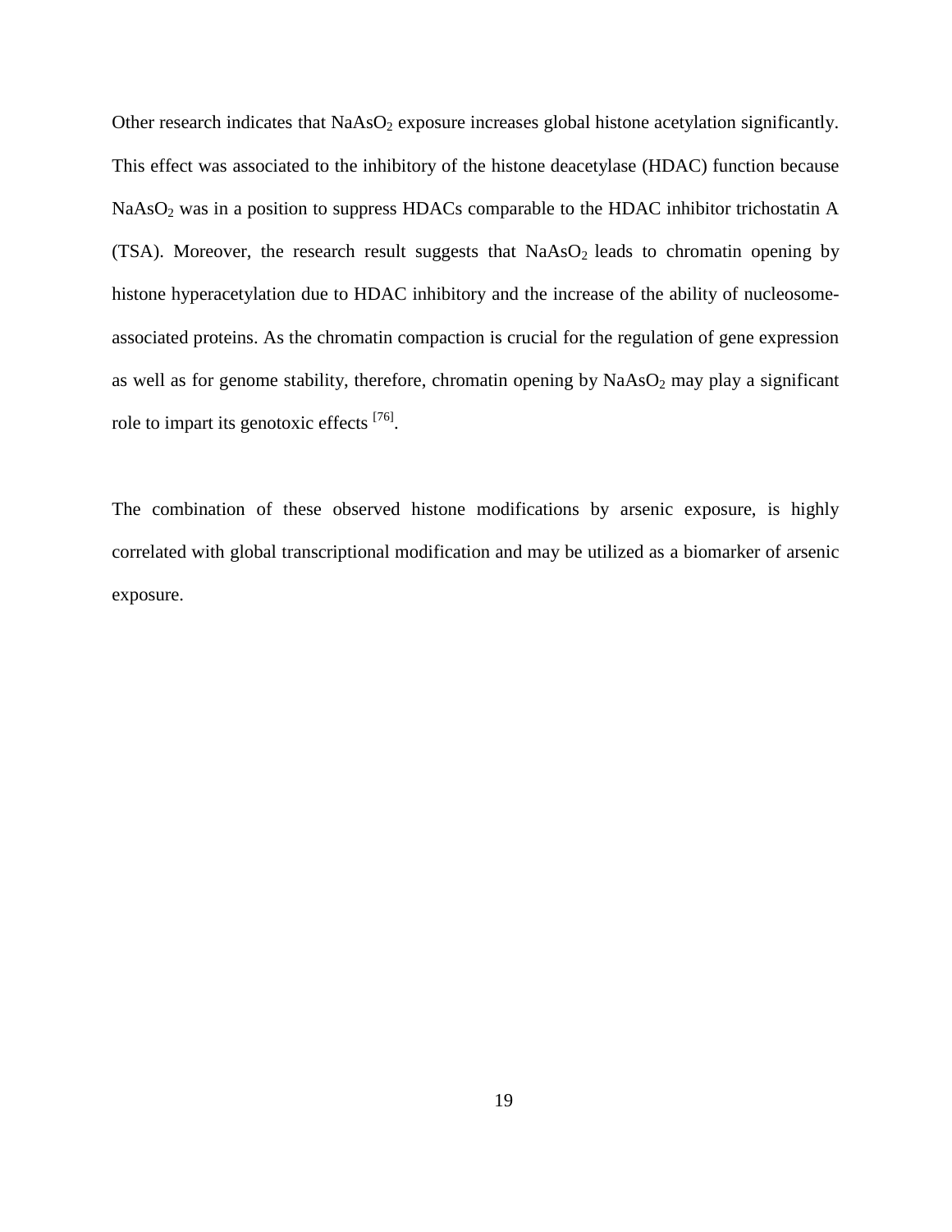Other research indicates that $NaAsO_2$ exposure increases global histone acetylation significantly. This effect was associated to the inhibitory of the histone deacetylase (HDAC) function because $NaAsO_2$ was in a position to suppress HDACs comparable to the HDAC inhibitor trichostatin A (TSA). Moreover, the research result suggests that $NaAsO_2$ leads to chromatin opening by histone hyperacetylation due to HDAC inhibitory and the increase of the ability of nucleosome-associated proteins. As the chromatin compaction is crucial for the regulation of gene expression as well as for genome stability, therefore, chromatin opening by $NaAsO_2$ may play a significant role to impart its genotoxic effects [76].

The combination of these observed histone modifications by arsenic exposure, is highly correlated with global transcriptional modification and may be utilized as a biomarker of arsenic exposure.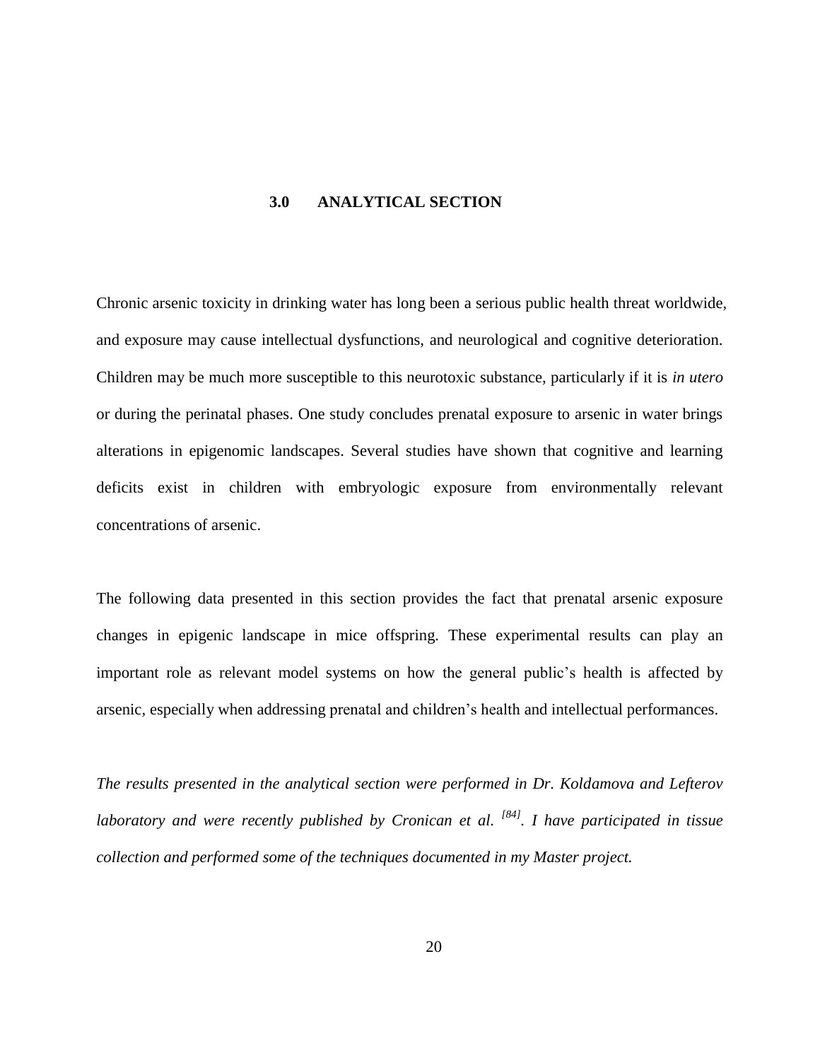# 3.0 ANALYTICAL SECTION

Chronic arsenic toxicity in drinking water has long been a serious public health threat worldwide, and exposure may cause intellectual dysfunctions, and neurological and cognitive deterioration. Children may be much more susceptible to this neurotoxic substance, particularly if it is *in utero* or during the perinatal phases. One study concludes prenatal exposure to arsenic in water brings alterations in epigenomic landscapes. Several studies have shown that cognitive and learning deficits exist in children with embryologic exposure from environmentally relevant concentrations of arsenic.

The following data presented in this section provides the fact that prenatal arsenic exposure changes in epigenic landscape in mice offspring. These experimental results can play an important role as relevant model systems on how the general public's health is affected by arsenic, especially when addressing prenatal and children's health and intellectual performances.

*The results presented in the analytical section were performed in Dr. Koldamova and Lefterov laboratory and were recently published by Cronican et al. [84]. I have participated in tissue collection and performed some of the techniques documented in my Master project.*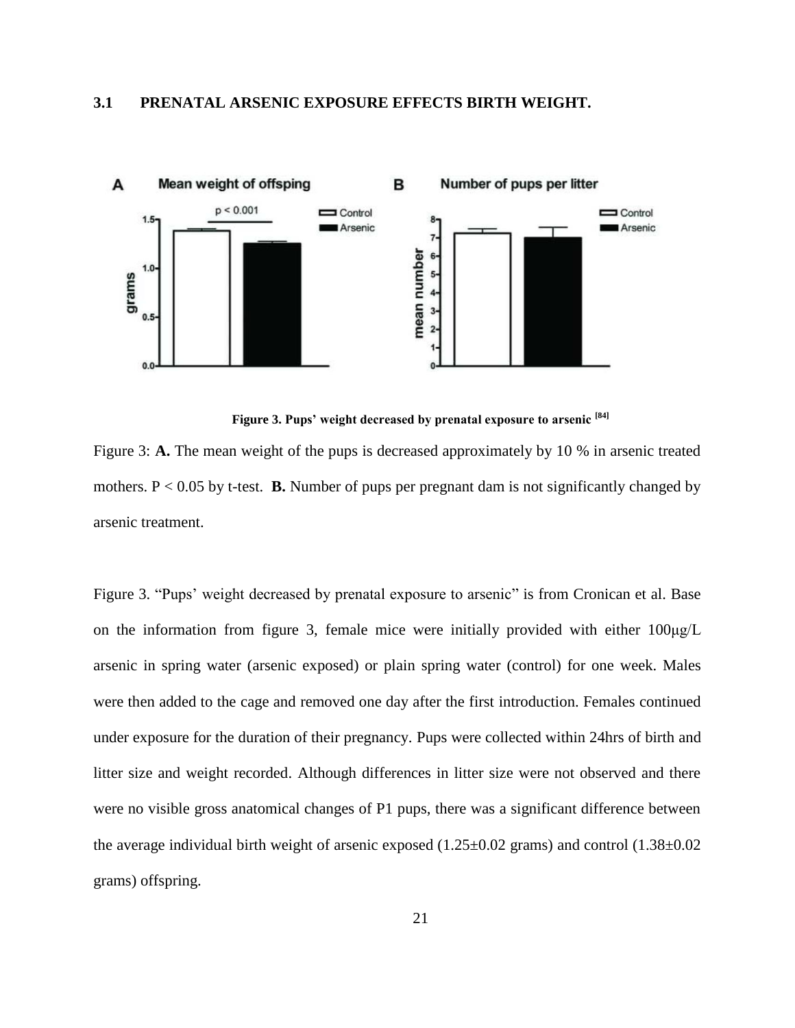### 3.1 PRENATAL ARSENIC EXPOSURE EFFECTS BIRTH WEIGHT.

**Figure 3. Pups' weight decreased by prenatal exposure to arsenic [84]**

Figure 3: **A.** The mean weight of the pups is decreased approximately by 10 % in arsenic treated mothers. $P < 0.05$ by t-test. **B.** Number of pups per pregnant dam is not significantly changed by arsenic treatment.

Figure 3. "Pups' weight decreased by prenatal exposure to arsenic" is from Cronican et al. Base on the information from figure 3, female mice were initially provided with either 100μg/L arsenic in spring water (arsenic exposed) or plain spring water (control) for one week. Males were then added to the cage and removed one day after the first introduction. Females continued under exposure for the duration of their pregnancy. Pups were collected within 24hrs of birth and litter size and weight recorded. Although differences in litter size were not observed and there were no visible gross anatomical changes of P1 pups, there was a significant difference between the average individual birth weight of arsenic exposed ($1.25 \pm 0.02$ grams) and control ($1.38 \pm 0.02$ grams) offspring.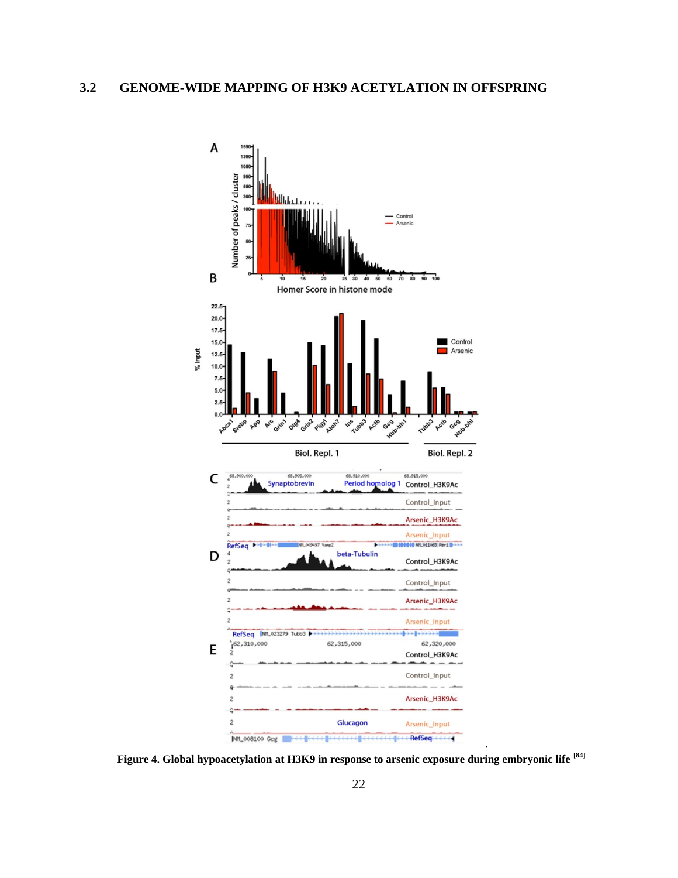### 3.2 GENOME-WIDE MAPPING OF H3K9 ACETYLATION IN OFFSPRING

**Figure 4. Global hypoacetylation at H3K9 in response to arsenic exposure during embryonic life [84]**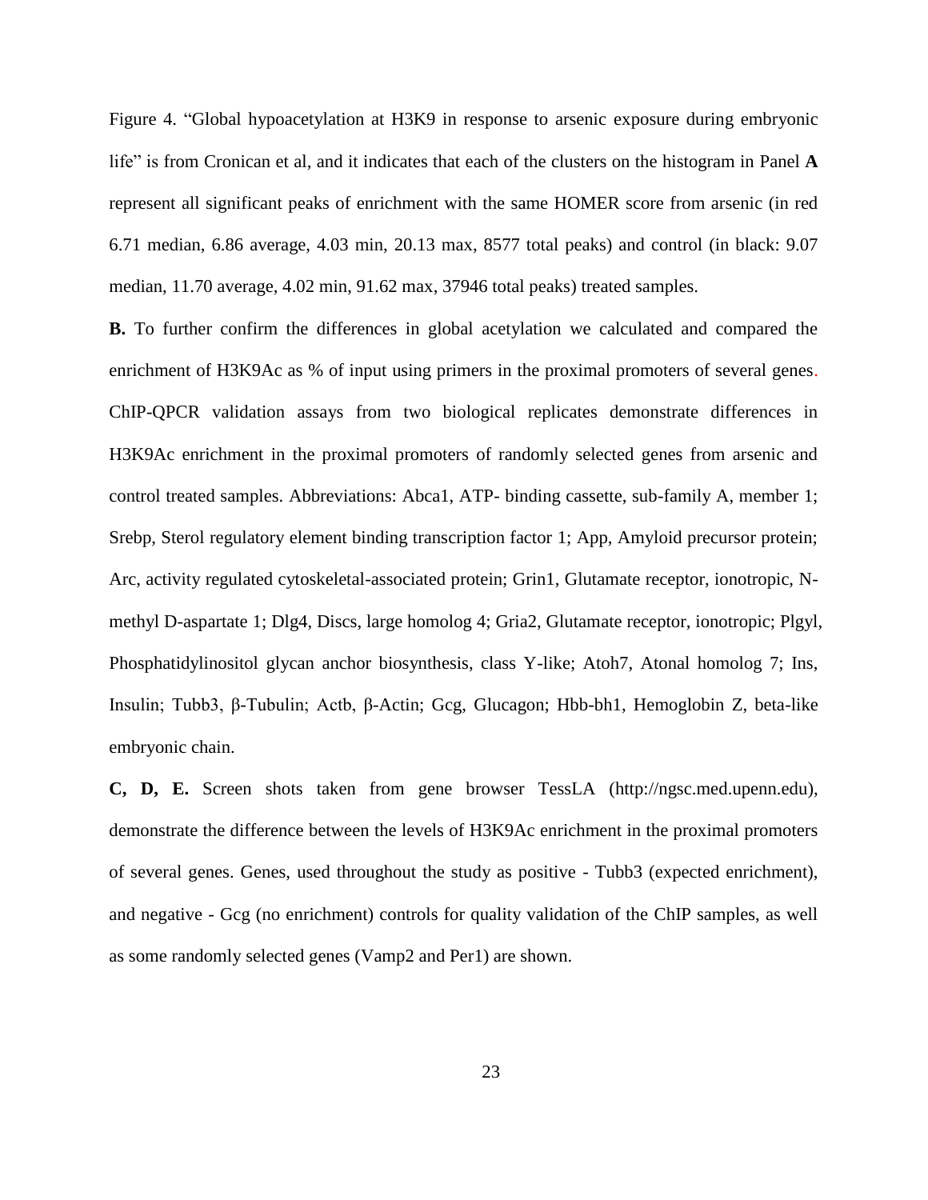Figure 4. "Global hypoacetylation at H3K9 in response to arsenic exposure during embryonic life" is from Cronican et al, and it indicates that each of the clusters on the histogram in Panel **A** represent all significant peaks of enrichment with the same HOMER score from arsenic (in red 6.71 median, 6.86 average, 4.03 min, 20.13 max, 8577 total peaks) and control (in black: 9.07 median, 11.70 average, 4.02 min, 91.62 max, 37946 total peaks) treated samples.

**B.** To further confirm the differences in global acetylation we calculated and compared the enrichment of H3K9Ac as % of input using primers in the proximal promoters of several genes. ChIP-QPCR validation assays from two biological replicates demonstrate differences in H3K9Ac enrichment in the proximal promoters of randomly selected genes from arsenic and control treated samples. Abbreviations: Abca1, ATP- binding cassette, sub-family A, member 1; Srebp, Sterol regulatory element binding transcription factor 1; App, Amyloid precursor protein; Arc, activity regulated cytoskeletal-associated protein; Grin1, Glutamate receptor, ionotropic, N-methyl D-aspartate 1; Dlg4, Discs, large homolog 4; Gria2, Glutamate receptor, ionotropic; Plgyl, Phosphatidylinositol glycan anchor biosynthesis, class Y-like; Atoh7, Atonal homolog 7; Ins, Insulin; Tubb3, β-Tubulin; Actb, β-Actin; Gcg, Glucagon; Hbb-bh1, Hemoglobin Z, beta-like embryonic chain.

**C, D, E.** Screen shots taken from gene browser TessLA (http://ngsc.med.upenn.edu), demonstrate the difference between the levels of H3K9Ac enrichment in the proximal promoters of several genes. Genes, used throughout the study as positive - Tubb3 (expected enrichment), and negative - Gcg (no enrichment) controls for quality validation of the ChIP samples, as well as some randomly selected genes (Vamp2 and Per1) are shown.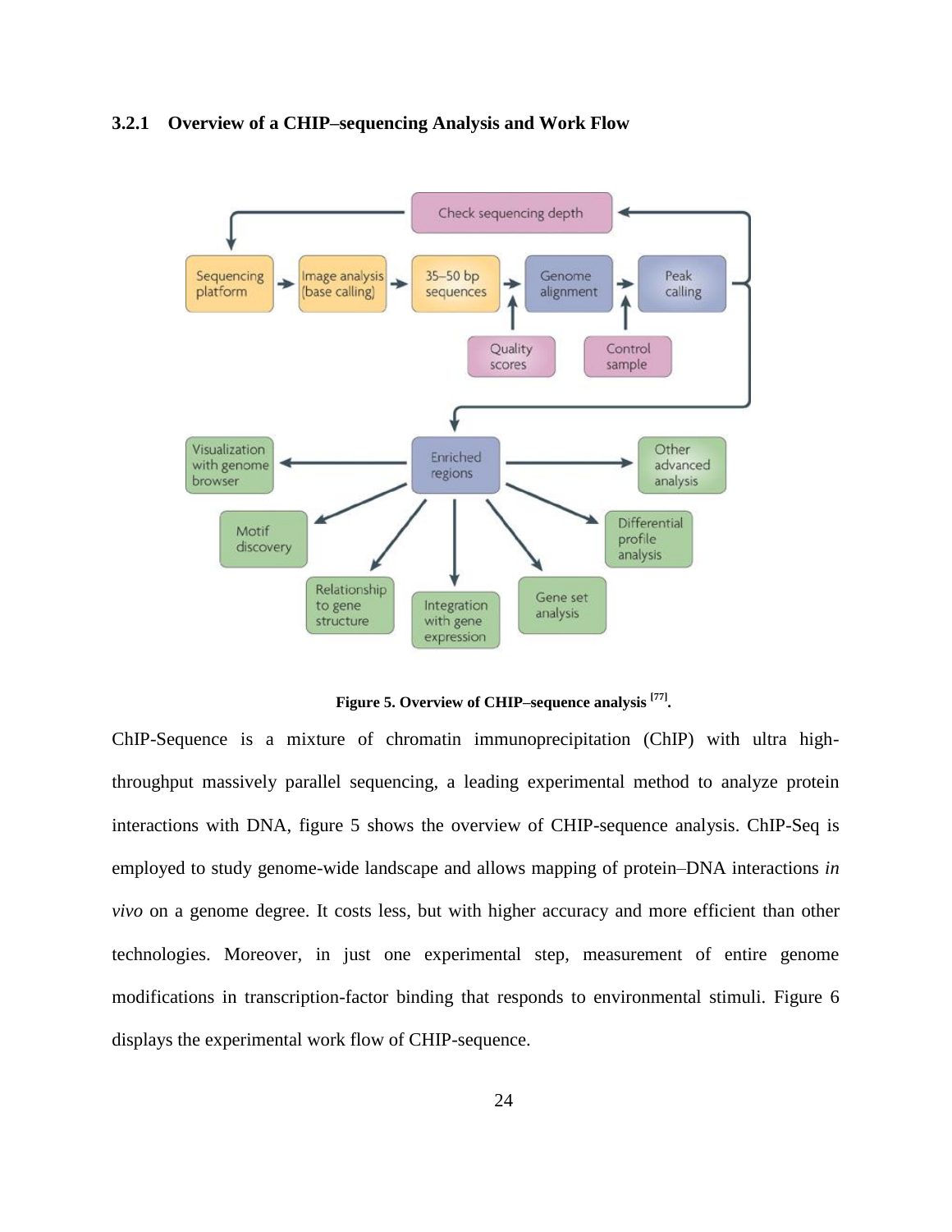### 3.2.1 Overview of a CHIP–sequencing Analysis and Work Flow

**Figure 5. Overview of CHIP–sequence analysis [77].**

ChIP-Sequence is a mixture of chromatin immunoprecipitation (ChIP) with ultra high-throughput massively parallel sequencing, a leading experimental method to analyze protein interactions with DNA, figure 5 shows the overview of CHIP-sequence analysis. ChIP-Seq is employed to study genome-wide landscape and allows mapping of protein–DNA interactions *in vivo* on a genome degree. It costs less, but with higher accuracy and more efficient than other technologies. Moreover, in just one experimental step, measurement of entire genome modifications in transcription-factor binding that responds to environmental stimuli. Figure 6 displays the experimental work flow of CHIP-sequence.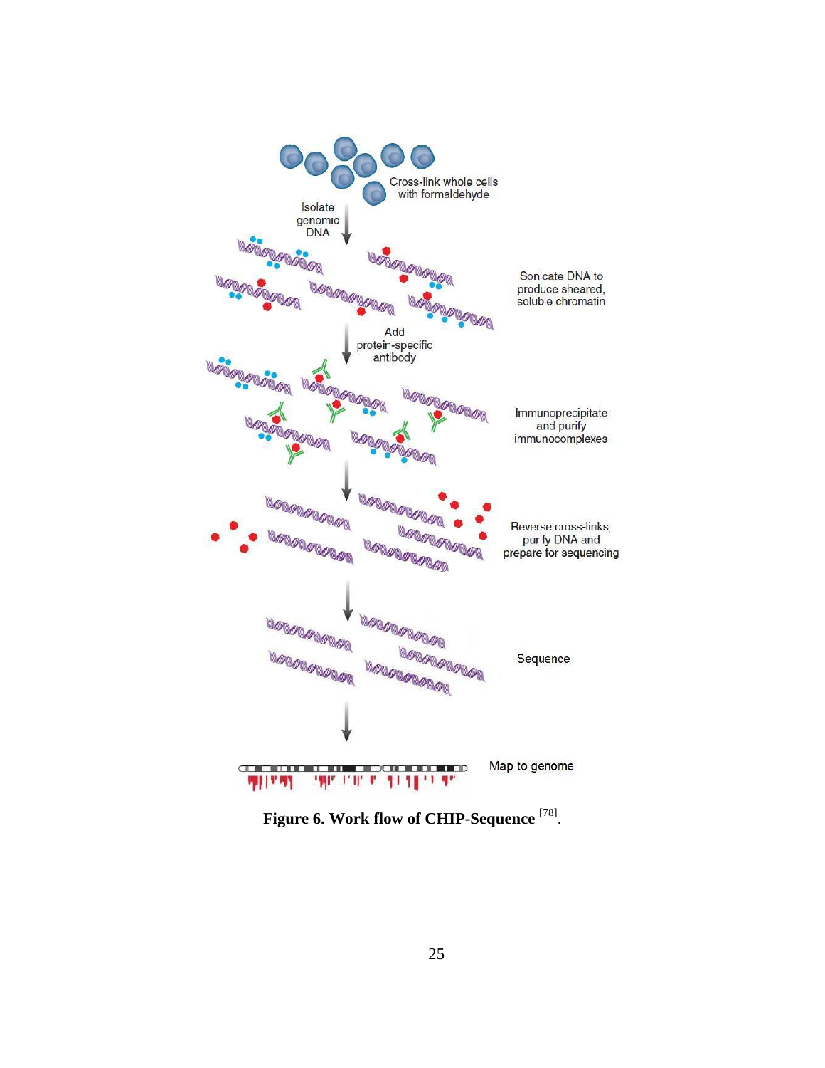**Figure 6. Work flow of CHIP-Sequence** [78].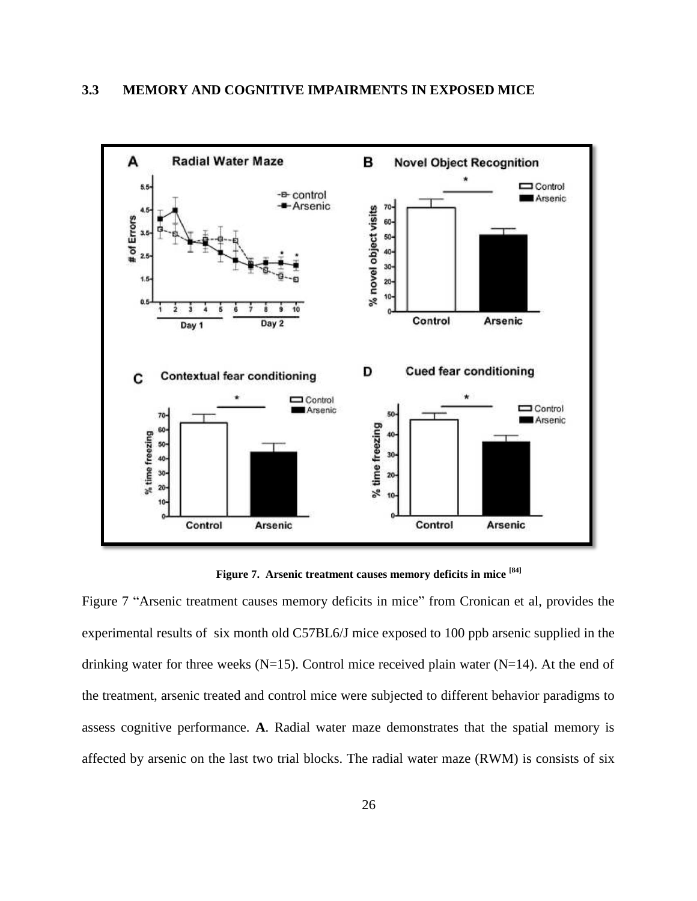### 3.3 MEMORY AND COGNITIVE IMPAIRMENTS IN EXPOSED MICE

**Figure 7. Arsenic treatment causes memory deficits in mice [84]**

Figure 7 "Arsenic treatment causes memory deficits in mice" from Cronican et al, provides the experimental results of six month old C57BL6/J mice exposed to 100 ppb arsenic supplied in the drinking water for three weeks (N=15). Control mice received plain water (N=14). At the end of the treatment, arsenic treated and control mice were subjected to different behavior paradigms to assess cognitive performance. **A**. Radial water maze demonstrates that the spatial memory is affected by arsenic on the last two trial blocks. The radial water maze (RWM) is consists of six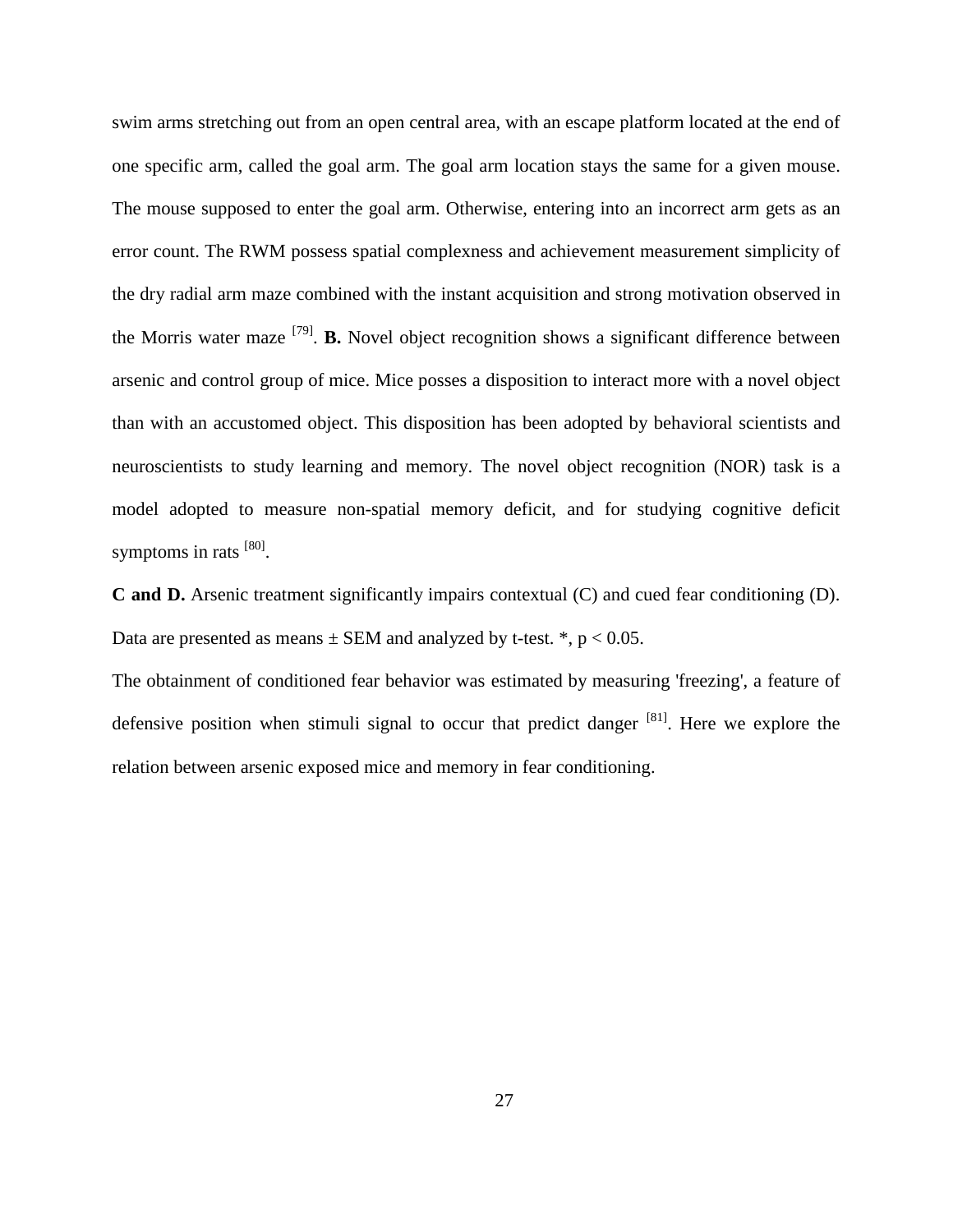swim arms stretching out from an open central area, with an escape platform located at the end of one specific arm, called the goal arm. The goal arm location stays the same for a given mouse. The mouse supposed to enter the goal arm. Otherwise, entering into an incorrect arm gets as an error count. The RWM possess spatial complexness and achievement measurement simplicity of the dry radial arm maze combined with the instant acquisition and strong motivation observed in the Morris water maze [79]. **B.** Novel object recognition shows a significant difference between arsenic and control group of mice. Mice posses a disposition to interact more with a novel object than with an accustomed object. This disposition has been adopted by behavioral scientists and neuroscientists to study learning and memory. The novel object recognition (NOR) task is a model adopted to measure non-spatial memory deficit, and for studying cognitive deficit symptoms in rats [80].

**C and D.** Arsenic treatment significantly impairs contextual (C) and cued fear conditioning (D). Data are presented as means ± SEM and analyzed by t-test. *, $p < 0.05$.

The obtainment of conditioned fear behavior was estimated by measuring 'freezing', a feature of defensive position when stimuli signal to occur that predict danger [81]. Here we explore the relation between arsenic exposed mice and memory in fear conditioning.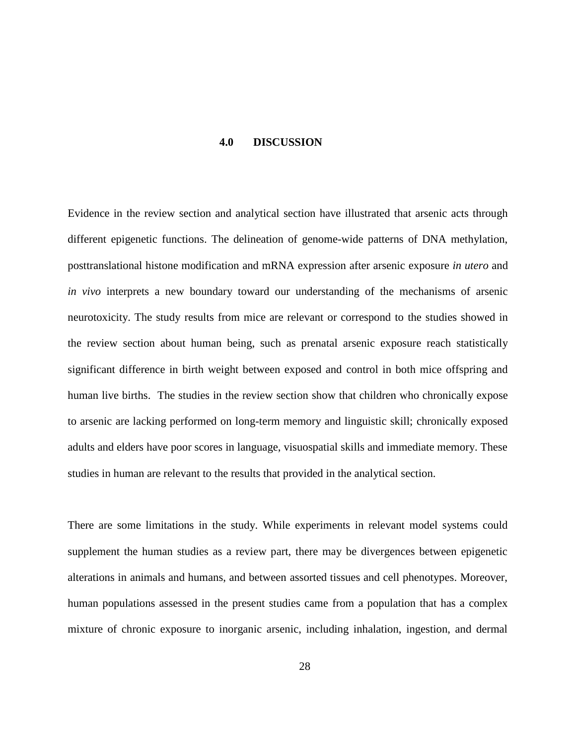# 4.0 DISCUSSION

Evidence in the review section and analytical section have illustrated that arsenic acts through different epigenetic functions. The delineation of genome-wide patterns of DNA methylation, posttranslational histone modification and mRNA expression after arsenic exposure *in utero* and *in vivo* interprets a new boundary toward our understanding of the mechanisms of arsenic neurotoxicity. The study results from mice are relevant or correspond to the studies showed in the review section about human being, such as prenatal arsenic exposure reach statistically significant difference in birth weight between exposed and control in both mice offspring and human live births. The studies in the review section show that children who chronically expose to arsenic are lacking performed on long-term memory and linguistic skill; chronically exposed adults and elders have poor scores in language, visuospatial skills and immediate memory. These studies in human are relevant to the results that provided in the analytical section.

There are some limitations in the study. While experiments in relevant model systems could supplement the human studies as a review part, there may be divergences between epigenetic alterations in animals and humans, and between assorted tissues and cell phenotypes. Moreover, human populations assessed in the present studies came from a population that has a complex mixture of chronic exposure to inorganic arsenic, including inhalation, ingestion, and dermal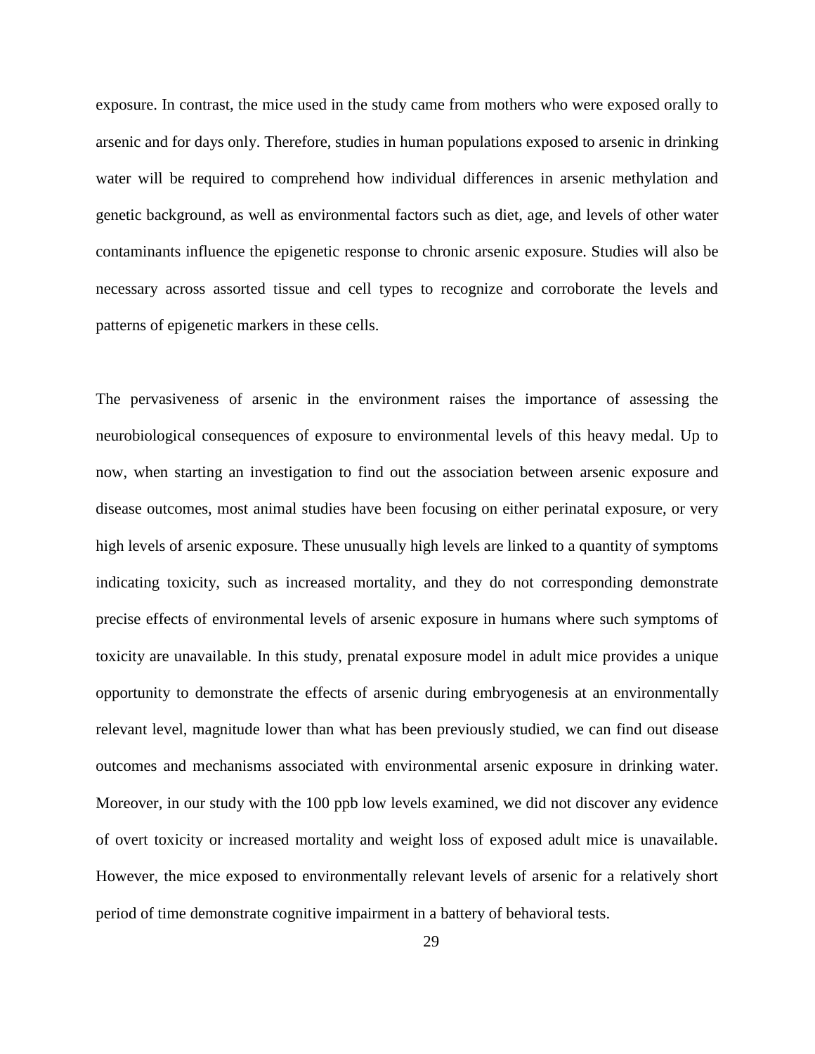exposure. In contrast, the mice used in the study came from mothers who were exposed orally to arsenic and for days only. Therefore, studies in human populations exposed to arsenic in drinking water will be required to comprehend how individual differences in arsenic methylation and genetic background, as well as environmental factors such as diet, age, and levels of other water contaminants influence the epigenetic response to chronic arsenic exposure. Studies will also be necessary across assorted tissue and cell types to recognize and corroborate the levels and patterns of epigenetic markers in these cells.

The pervasiveness of arsenic in the environment raises the importance of assessing the neurobiological consequences of exposure to environmental levels of this heavy medal. Up to now, when starting an investigation to find out the association between arsenic exposure and disease outcomes, most animal studies have been focusing on either perinatal exposure, or very high levels of arsenic exposure. These unusually high levels are linked to a quantity of symptoms indicating toxicity, such as increased mortality, and they do not corresponding demonstrate precise effects of environmental levels of arsenic exposure in humans where such symptoms of toxicity are unavailable. In this study, prenatal exposure model in adult mice provides a unique opportunity to demonstrate the effects of arsenic during embryogenesis at an environmentally relevant level, magnitude lower than what has been previously studied, we can find out disease outcomes and mechanisms associated with environmental arsenic exposure in drinking water. Moreover, in our study with the 100 ppb low levels examined, we did not discover any evidence of overt toxicity or increased mortality and weight loss of exposed adult mice is unavailable. However, the mice exposed to environmentally relevant levels of arsenic for a relatively short period of time demonstrate cognitive impairment in a battery of behavioral tests.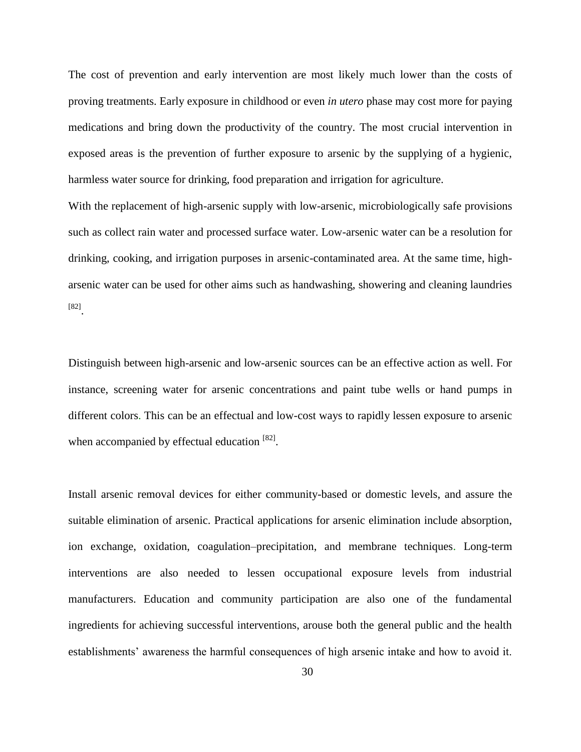The cost of prevention and early intervention are most likely much lower than the costs of proving treatments. Early exposure in childhood or even *in utero* phase may cost more for paying medications and bring down the productivity of the country. The most crucial intervention in exposed areas is the prevention of further exposure to arsenic by the supplying of a hygienic, harmless water source for drinking, food preparation and irrigation for agriculture.

With the replacement of high-arsenic supply with low-arsenic, microbiologically safe provisions such as collect rain water and processed surface water. Low-arsenic water can be a resolution for drinking, cooking, and irrigation purposes in arsenic-contaminated area. At the same time, high-arsenic water can be used for other aims such as handwashing, showering and cleaning laundries [82].

Distinguish between high-arsenic and low-arsenic sources can be an effective action as well. For instance, screening water for arsenic concentrations and paint tube wells or hand pumps in different colors. This can be an effectual and low-cost ways to rapidly lessen exposure to arsenic when accompanied by effectual education [82].

Install arsenic removal devices for either community-based or domestic levels, and assure the suitable elimination of arsenic. Practical applications for arsenic elimination include absorption, ion exchange, oxidation, coagulation–precipitation, and membrane techniques. Long-term interventions are also needed to lessen occupational exposure levels from industrial manufacturers. Education and community participation are also one of the fundamental ingredients for achieving successful interventions, arouse both the general public and the health establishments' awareness the harmful consequences of high arsenic intake and how to avoid it.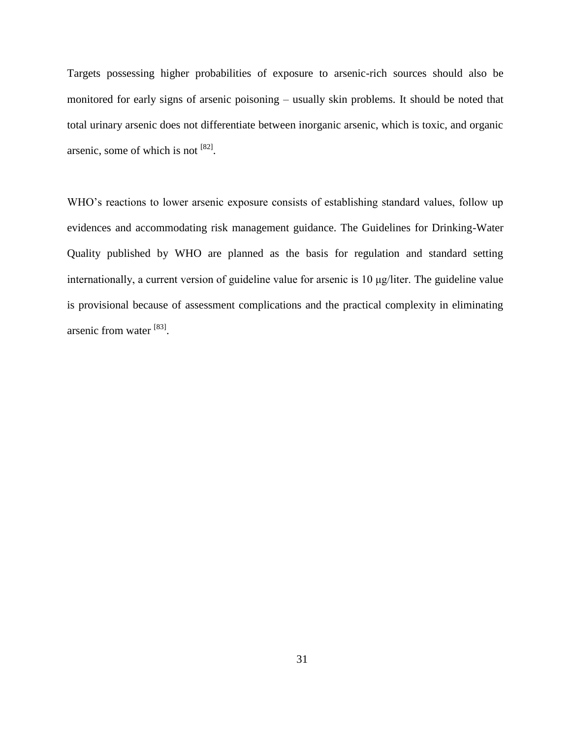Targets possessing higher probabilities of exposure to arsenic-rich sources should also be monitored for early signs of arsenic poisoning – usually skin problems. It should be noted that total urinary arsenic does not differentiate between inorganic arsenic, which is toxic, and organic arsenic, some of which is not [82].

WHO's reactions to lower arsenic exposure consists of establishing standard values, follow up evidences and accommodating risk management guidance. The Guidelines for Drinking-Water Quality published by WHO are planned as the basis for regulation and standard setting internationally, a current version of guideline value for arsenic is 10 μg/liter. The guideline value is provisional because of assessment complications and the practical complexity in eliminating arsenic from water [83].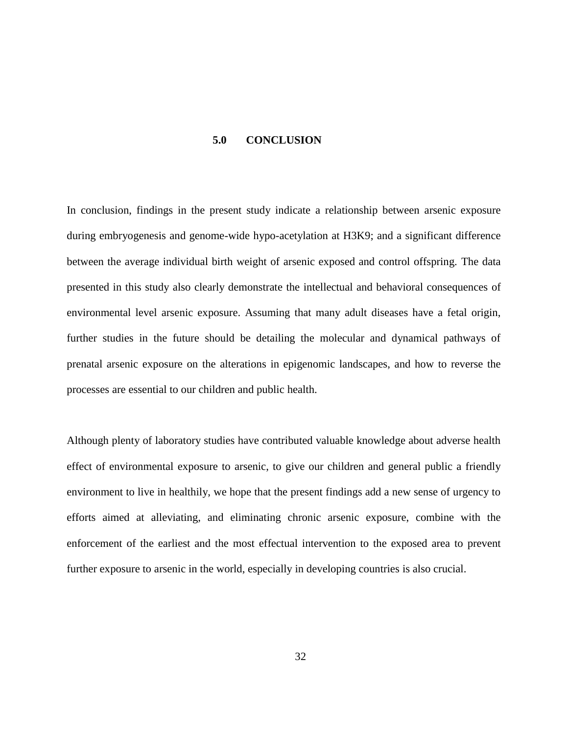# 5.0 CONCLUSION

In conclusion, findings in the present study indicate a relationship between arsenic exposure during embryogenesis and genome-wide hypo-acetylation at H3K9; and a significant difference between the average individual birth weight of arsenic exposed and control offspring. The data presented in this study also clearly demonstrate the intellectual and behavioral consequences of environmental level arsenic exposure. Assuming that many adult diseases have a fetal origin, further studies in the future should be detailing the molecular and dynamical pathways of prenatal arsenic exposure on the alterations in epigenomic landscapes, and how to reverse the processes are essential to our children and public health.

Although plenty of laboratory studies have contributed valuable knowledge about adverse health effect of environmental exposure to arsenic, to give our children and general public a friendly environment to live in healthily, we hope that the present findings add a new sense of urgency to efforts aimed at alleviating, and eliminating chronic arsenic exposure, combine with the enforcement of the earliest and the most effectual intervention to the exposed area to prevent further exposure to arsenic in the world, especially in developing countries is also crucial.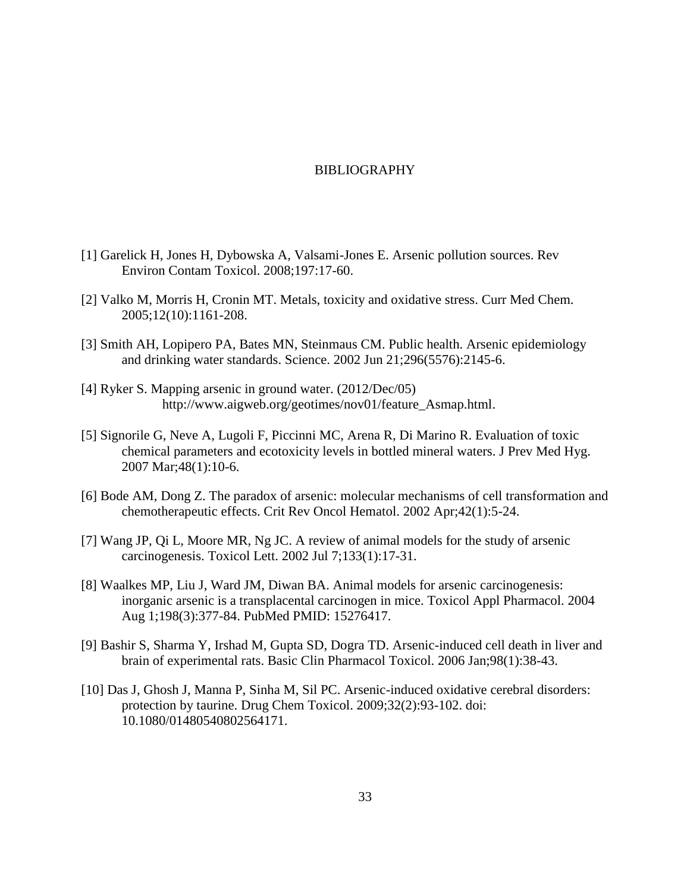# BIBLIOGRAPHY

[1] Garelick H, Jones H, Dybowska A, Valsami-Jones E. Arsenic pollution sources. Rev Environ Contam Toxicol. 2008;197:17-60.

[2] Valko M, Morris H, Cronin MT. Metals, toxicity and oxidative stress. Curr Med Chem. 2005;12(10):1161-208.

[3] Smith AH, Lopipero PA, Bates MN, Steinmaus CM. Public health. Arsenic epidemiology and drinking water standards. Science. 2002 Jun 21;296(5576):2145-6.

[4] Ryker S. Mapping arsenic in ground water. (2012/Dec/05) http://www.aigweb.org/geotimes/nov01/feature_Asmap.html.

[5] Signorile G, Neve A, Lugoli F, Piccinni MC, Arena R, Di Marino R. Evaluation of toxic chemical parameters and ecotoxicity levels in bottled mineral waters. J Prev Med Hyg. 2007 Mar;48(1):10-6.

[6] Bode AM, Dong Z. The paradox of arsenic: molecular mechanisms of cell transformation and chemotherapeutic effects. Crit Rev Oncol Hematol. 2002 Apr;42(1):5-24.

[7] Wang JP, Qi L, Moore MR, Ng JC. A review of animal models for the study of arsenic carcinogenesis. Toxicol Lett. 2002 Jul 7;133(1):17-31.

[8] Waalkes MP, Liu J, Ward JM, Diwan BA. Animal models for arsenic carcinogenesis: inorganic arsenic is a transplacental carcinogen in mice. Toxicol Appl Pharmacol. 2004 Aug 1;198(3):377-84. PubMed PMID: 15276417.

[9] Bashir S, Sharma Y, Irshad M, Gupta SD, Dogra TD. Arsenic-induced cell death in liver and brain of experimental rats. Basic Clin Pharmacol Toxicol. 2006 Jan;98(1):38-43.

[10] Das J, Ghosh J, Manna P, Sinha M, Sil PC. Arsenic-induced oxidative cerebral disorders: protection by taurine. Drug Chem Toxicol. 2009;32(2):93-102. doi: 10.1080/01480540802564171.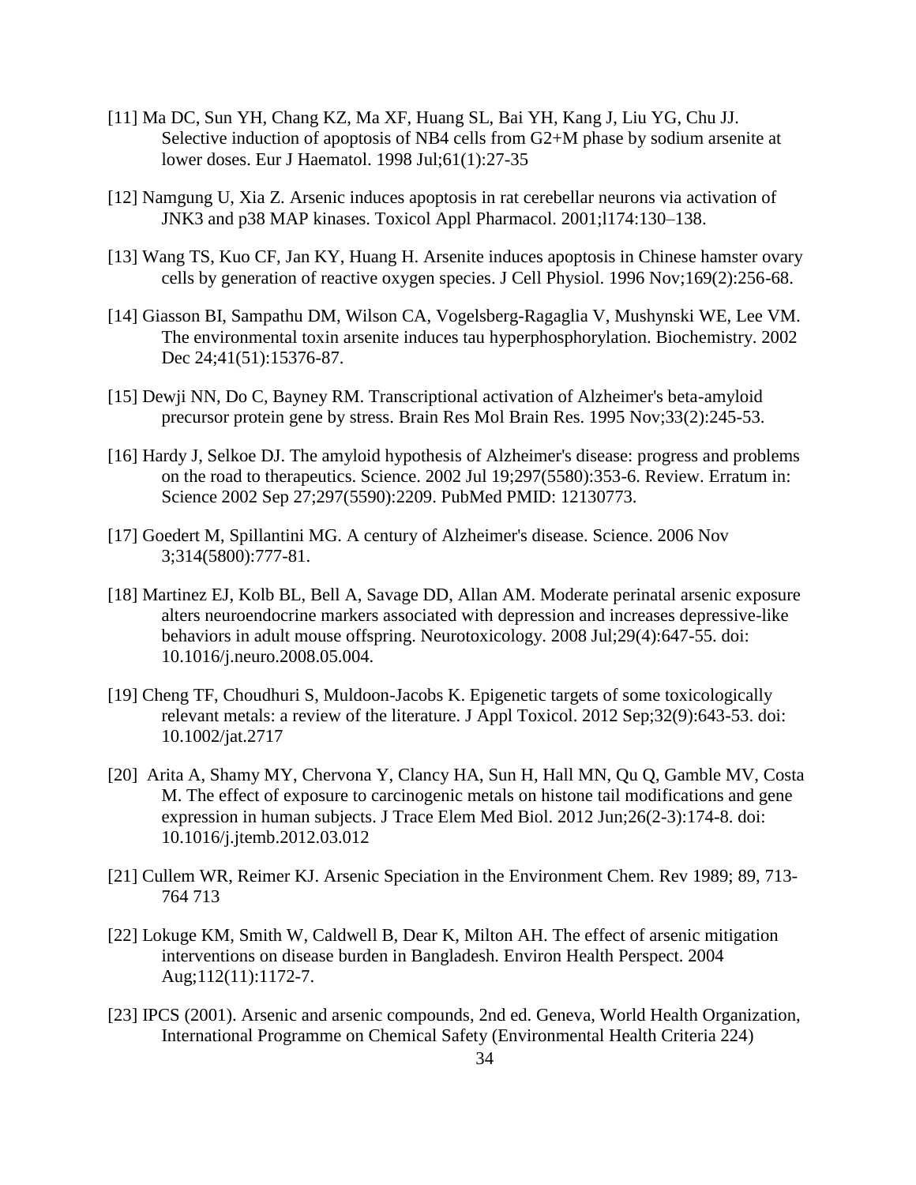[11] Ma DC, Sun YH, Chang KZ, Ma XF, Huang SL, Bai YH, Kang J, Liu YG, Chu JJ. Selective induction of apoptosis of NB4 cells from G2+M phase by sodium arsenite at lower doses. Eur J Haematol. 1998 Jul;61(1):27-35

[12] Namgung U, Xia Z. Arsenic induces apoptosis in rat cerebellar neurons via activation of JNK3 and p38 MAP kinases. Toxicol Appl Pharmacol. 2001;l174:130–138.

[13] Wang TS, Kuo CF, Jan KY, Huang H. Arsenite induces apoptosis in Chinese hamster ovary cells by generation of reactive oxygen species. J Cell Physiol. 1996 Nov;169(2):256-68.

[14] Giasson BI, Sampathu DM, Wilson CA, Vogelsberg-Ragaglia V, Mushynski WE, Lee VM. The environmental toxin arsenite induces tau hyperphosphorylation. Biochemistry. 2002 Dec 24;41(51):15376-87.

[15] Dewji NN, Do C, Bayney RM. Transcriptional activation of Alzheimer's beta-amyloid precursor protein gene by stress. Brain Res Mol Brain Res. 1995 Nov;33(2):245-53.

[16] Hardy J, Selkoe DJ. The amyloid hypothesis of Alzheimer's disease: progress and problems on the road to therapeutics. Science. 2002 Jul 19;297(5580):353-6. Review. Erratum in: Science 2002 Sep 27;297(5590):2209. PubMed PMID: 12130773.

[17] Goedert M, Spillantini MG. A century of Alzheimer's disease. Science. 2006 Nov 3;314(5800):777-81.

[18] Martinez EJ, Kolb BL, Bell A, Savage DD, Allan AM. Moderate perinatal arsenic exposure alters neuroendocrine markers associated with depression and increases depressive-like behaviors in adult mouse offspring. Neurotoxicology. 2008 Jul;29(4):647-55. doi: 10.1016/j.neuro.2008.05.004.

[19] Cheng TF, Choudhuri S, Muldoon-Jacobs K. Epigenetic targets of some toxicologically relevant metals: a review of the literature. J Appl Toxicol. 2012 Sep;32(9):643-53. doi: 10.1002/jat.2717

[20] Arita A, Shamy MY, Chervona Y, Clancy HA, Sun H, Hall MN, Qu Q, Gamble MV, Costa M. The effect of exposure to carcinogenic metals on histone tail modifications and gene expression in human subjects. J Trace Elem Med Biol. 2012 Jun;26(2-3):174-8. doi: 10.1016/j.jtemb.2012.03.012

[21] Cullem WR, Reimer KJ. Arsenic Speciation in the Environment Chem. Rev 1989; 89, 713-764 713

[22] Lokuge KM, Smith W, Caldwell B, Dear K, Milton AH. The effect of arsenic mitigation interventions on disease burden in Bangladesh. Environ Health Perspect. 2004 Aug;112(11):1172-7.

[23] IPCS (2001). Arsenic and arsenic compounds, 2nd ed. Geneva, World Health Organization, International Programme on Chemical Safety (Environmental Health Criteria 224)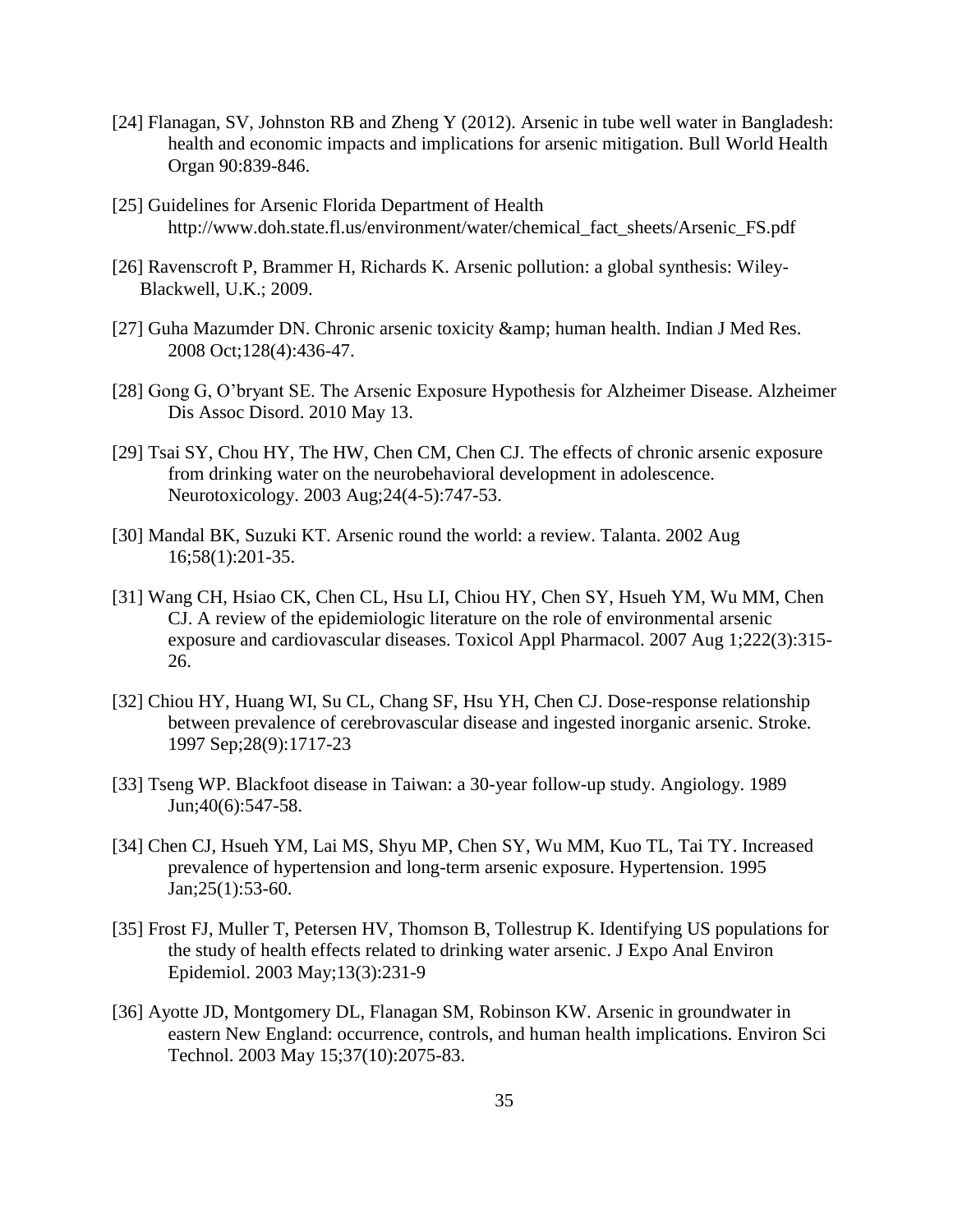[24] Flanagan, SV, Johnston RB and Zheng Y (2012). Arsenic in tube well water in Bangladesh: health and economic impacts and implications for arsenic mitigation. Bull World Health Organ 90:839-846.

[25] Guidelines for Arsenic Florida Department of Health http://www.doh.state.fl.us/environment/water/chemical_fact_sheets/Arsenic_FS.pdf

[26] Ravenscroft P, Brammer H, Richards K. Arsenic pollution: a global synthesis: Wiley-Blackwell, U.K.; 2009.

[27] Guha Mazumder DN. Chronic arsenic toxicity &amp; human health. Indian J Med Res. 2008 Oct;128(4):436-47.

[28] Gong G, O'bryant SE. The Arsenic Exposure Hypothesis for Alzheimer Disease. Alzheimer Dis Assoc Disord. 2010 May 13.

[29] Tsai SY, Chou HY, The HW, Chen CM, Chen CJ. The effects of chronic arsenic exposure from drinking water on the neurobehavioral development in adolescence. Neurotoxicology. 2003 Aug;24(4-5):747-53.

[30] Mandal BK, Suzuki KT. Arsenic round the world: a review. Talanta. 2002 Aug 16;58(1):201-35.

[31] Wang CH, Hsiao CK, Chen CL, Hsu LI, Chiou HY, Chen SY, Hsueh YM, Wu MM, Chen CJ. A review of the epidemiologic literature on the role of environmental arsenic exposure and cardiovascular diseases. Toxicol Appl Pharmacol. 2007 Aug 1;222(3):315-26.

[32] Chiou HY, Huang WI, Su CL, Chang SF, Hsu YH, Chen CJ. Dose-response relationship between prevalence of cerebrovascular disease and ingested inorganic arsenic. Stroke. 1997 Sep;28(9):1717-23

[33] Tseng WP. Blackfoot disease in Taiwan: a 30-year follow-up study. Angiology. 1989 Jun;40(6):547-58.

[34] Chen CJ, Hsueh YM, Lai MS, Shyu MP, Chen SY, Wu MM, Kuo TL, Tai TY. Increased prevalence of hypertension and long-term arsenic exposure. Hypertension. 1995 Jan;25(1):53-60.

[35] Frost FJ, Muller T, Petersen HV, Thomson B, Tollestrup K. Identifying US populations for the study of health effects related to drinking water arsenic. J Expo Anal Environ Epidemiol. 2003 May;13(3):231-9

[36] Ayotte JD, Montgomery DL, Flanagan SM, Robinson KW. Arsenic in groundwater in eastern New England: occurrence, controls, and human health implications. Environ Sci Technol. 2003 May 15;37(10):2075-83.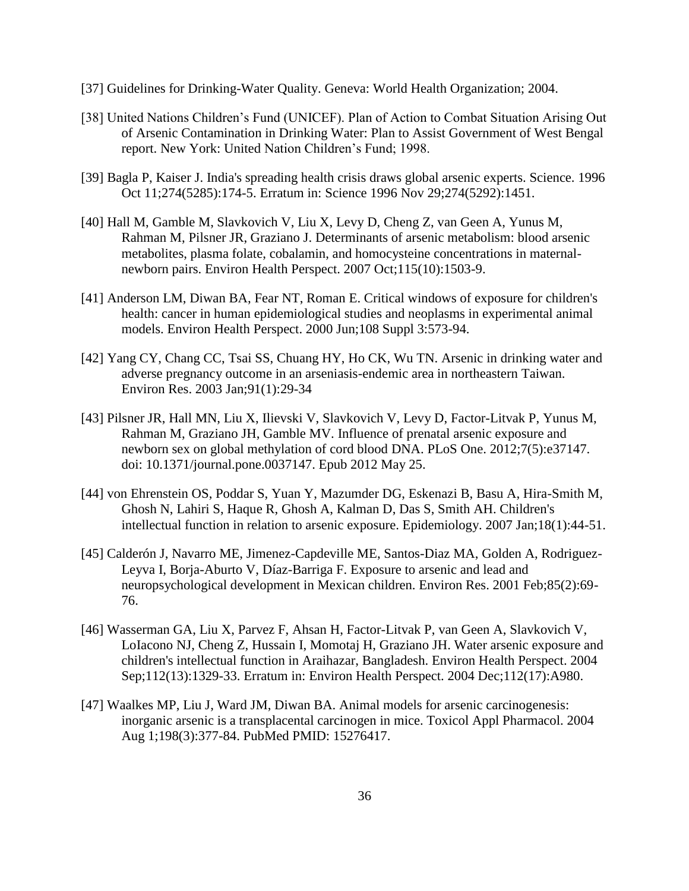[37] Guidelines for Drinking-Water Quality. Geneva: World Health Organization; 2004.

[38] United Nations Children's Fund (UNICEF). Plan of Action to Combat Situation Arising Out of Arsenic Contamination in Drinking Water: Plan to Assist Government of West Bengal report. New York: United Nation Children's Fund; 1998.

[39] Bagla P, Kaiser J. India's spreading health crisis draws global arsenic experts. Science. 1996 Oct 11;274(5285):174-5. Erratum in: Science 1996 Nov 29;274(5292):1451.

[40] Hall M, Gamble M, Slavkovich V, Liu X, Levy D, Cheng Z, van Geen A, Yunus M, Rahman M, Pilsner JR, Graziano J. Determinants of arsenic metabolism: blood arsenic metabolites, plasma folate, cobalamin, and homocysteine concentrations in maternal-newborn pairs. Environ Health Perspect. 2007 Oct;115(10):1503-9.

[41] Anderson LM, Diwan BA, Fear NT, Roman E. Critical windows of exposure for children's health: cancer in human epidemiological studies and neoplasms in experimental animal models. Environ Health Perspect. 2000 Jun;108 Suppl 3:573-94.

[42] Yang CY, Chang CC, Tsai SS, Chuang HY, Ho CK, Wu TN. Arsenic in drinking water and adverse pregnancy outcome in an arseniasis-endemic area in northeastern Taiwan. Environ Res. 2003 Jan;91(1):29-34

[43] Pilsner JR, Hall MN, Liu X, Ilievski V, Slavkovich V, Levy D, Factor-Litvak P, Yunus M, Rahman M, Graziano JH, Gamble MV. Influence of prenatal arsenic exposure and newborn sex on global methylation of cord blood DNA. PLoS One. 2012;7(5):e37147. doi: 10.1371/journal.pone.0037147. Epub 2012 May 25.

[44] von Ehrenstein OS, Poddar S, Yuan Y, Mazumder DG, Eskenazi B, Basu A, Hira-Smith M, Ghosh N, Lahiri S, Haque R, Ghosh A, Kalman D, Das S, Smith AH. Children's intellectual function in relation to arsenic exposure. Epidemiology. 2007 Jan;18(1):44-51.

[45] Calderón J, Navarro ME, Jimenez-Capdeville ME, Santos-Diaz MA, Golden A, Rodriguez-Leyva I, Borja-Aburto V, Díaz-Barriga F. Exposure to arsenic and lead and neuropsychological development in Mexican children. Environ Res. 2001 Feb;85(2):69-76.

[46] Wasserman GA, Liu X, Parvez F, Ahsan H, Factor-Litvak P, van Geen A, Slavkovich V, LoIacono NJ, Cheng Z, Hussain I, Momotaj H, Graziano JH. Water arsenic exposure and children's intellectual function in Araihazar, Bangladesh. Environ Health Perspect. 2004 Sep;112(13):1329-33. Erratum in: Environ Health Perspect. 2004 Dec;112(17):A980.

[47] Waalkes MP, Liu J, Ward JM, Diwan BA. Animal models for arsenic carcinogenesis: inorganic arsenic is a transplacental carcinogen in mice. Toxicol Appl Pharmacol. 2004 Aug 1;198(3):377-84. PubMed PMID: 15276417.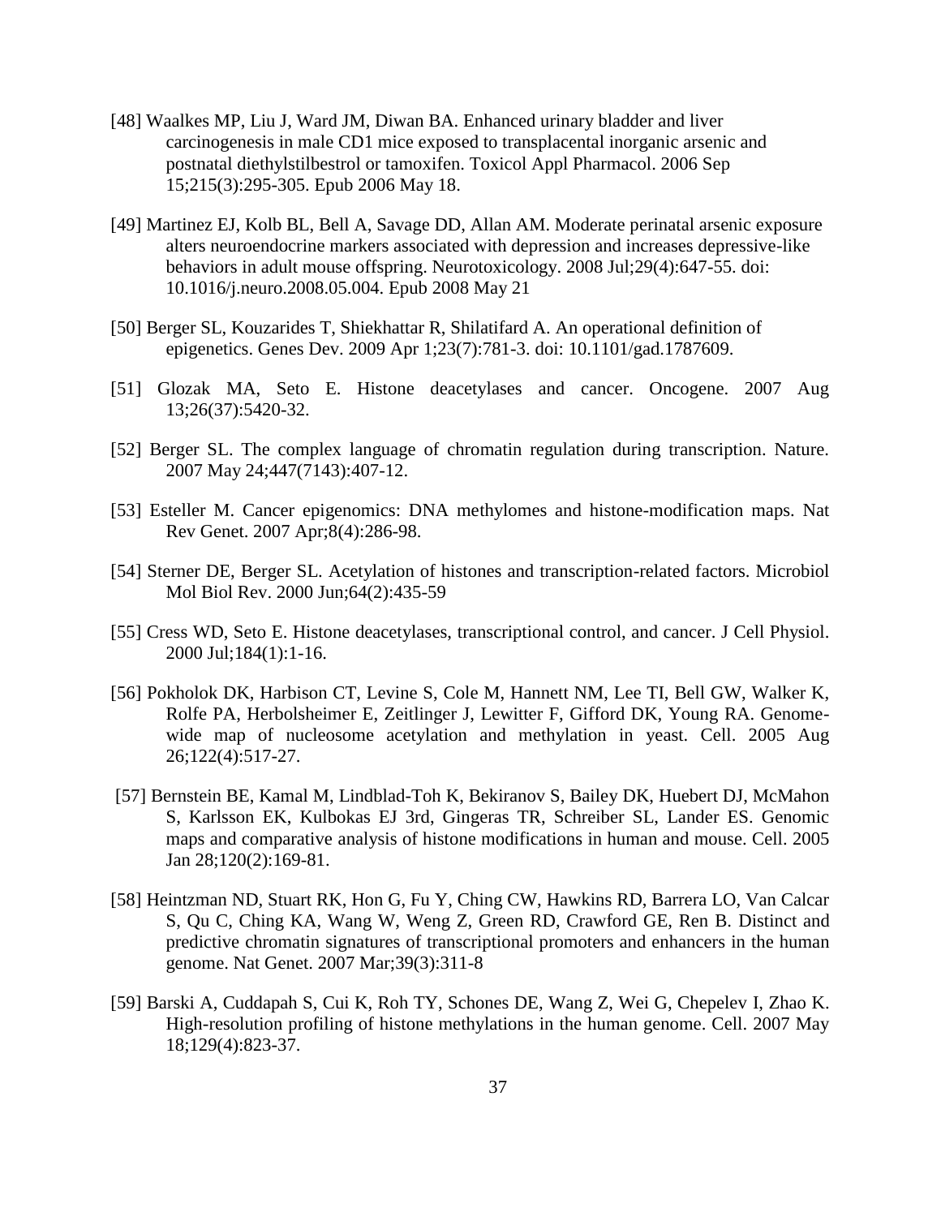[48] Waalkes MP, Liu J, Ward JM, Diwan BA. Enhanced urinary bladder and liver carcinogenesis in male CD1 mice exposed to transplacental inorganic arsenic and postnatal diethylstilbestrol or tamoxifen. Toxicol Appl Pharmacol. 2006 Sep 15;215(3):295-305. Epub 2006 May 18.

[49] Martinez EJ, Kolb BL, Bell A, Savage DD, Allan AM. Moderate perinatal arsenic exposure alters neuroendocrine markers associated with depression and increases depressive-like behaviors in adult mouse offspring. Neurotoxicology. 2008 Jul;29(4):647-55. doi: 10.1016/j.neuro.2008.05.004. Epub 2008 May 21

[50] Berger SL, Kouzarides T, Shiekhattar R, Shilatifard A. An operational definition of epigenetics. Genes Dev. 2009 Apr 1;23(7):781-3. doi: 10.1101/gad.1787609.

[51] Glozak MA, Seto E. Histone deacetylases and cancer. Oncogene. 2007 Aug 13;26(37):5420-32.

[52] Berger SL. The complex language of chromatin regulation during transcription. Nature. 2007 May 24;447(7143):407-12.

[53] Esteller M. Cancer epigenomics: DNA methylomes and histone-modification maps. Nat Rev Genet. 2007 Apr;8(4):286-98.

[54] Sterner DE, Berger SL. Acetylation of histones and transcription-related factors. Microbiol Mol Biol Rev. 2000 Jun;64(2):435-59

[55] Cress WD, Seto E. Histone deacetylases, transcriptional control, and cancer. J Cell Physiol. 2000 Jul;184(1):1-16.

[56] Pokholok DK, Harbison CT, Levine S, Cole M, Hannett NM, Lee TI, Bell GW, Walker K, Rolfe PA, Herbolsheimer E, Zeitlinger J, Lewitter F, Gifford DK, Young RA. Genome-wide map of nucleosome acetylation and methylation in yeast. Cell. 2005 Aug 26;122(4):517-27.

[57] Bernstein BE, Kamal M, Lindblad-Toh K, Bekiranov S, Bailey DK, Huebert DJ, McMahon S, Karlsson EK, Kulbokas EJ 3rd, Gingeras TR, Schreiber SL, Lander ES. Genomic maps and comparative analysis of histone modifications in human and mouse. Cell. 2005 Jan 28;120(2):169-81.

[58] Heintzman ND, Stuart RK, Hon G, Fu Y, Ching CW, Hawkins RD, Barrera LO, Van Calcar S, Qu C, Ching KA, Wang W, Weng Z, Green RD, Crawford GE, Ren B. Distinct and predictive chromatin signatures of transcriptional promoters and enhancers in the human genome. Nat Genet. 2007 Mar;39(3):311-8

[59] Barski A, Cuddapah S, Cui K, Roh TY, Schones DE, Wang Z, Wei G, Chepelev I, Zhao K. High-resolution profiling of histone methylations in the human genome. Cell. 2007 May 18;129(4):823-37.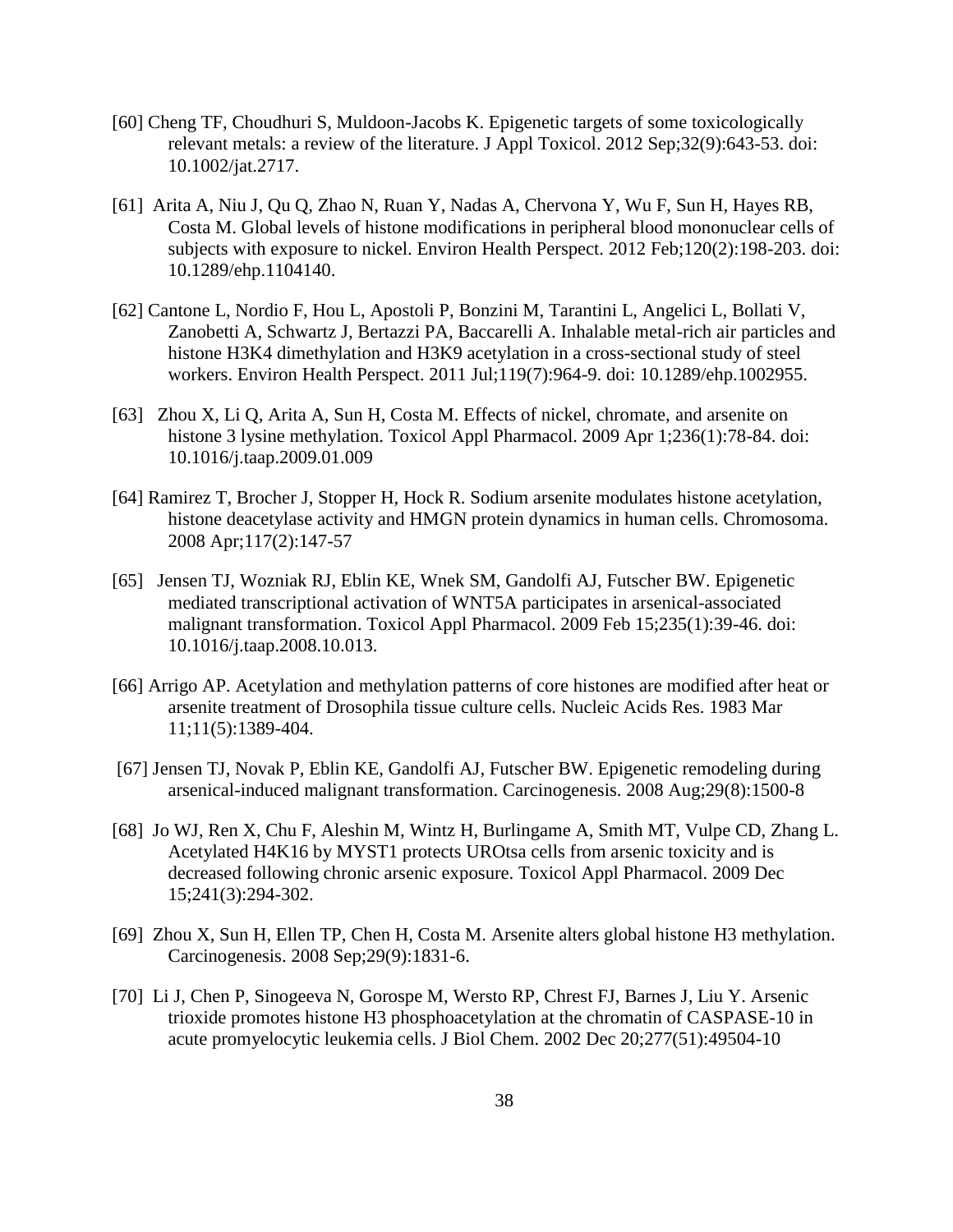[60] Cheng TF, Choudhuri S, Muldoon-Jacobs K. Epigenetic targets of some toxicologically relevant metals: a review of the literature. J Appl Toxicol. 2012 Sep;32(9):643-53. doi: 10.1002/jat.2717.

[61] Arita A, Niu J, Qu Q, Zhao N, Ruan Y, Nadas A, Chervona Y, Wu F, Sun H, Hayes RB, Costa M. Global levels of histone modifications in peripheral blood mononuclear cells of subjects with exposure to nickel. Environ Health Perspect. 2012 Feb;120(2):198-203. doi: 10.1289/ehp.1104140.

[62] Cantone L, Nordio F, Hou L, Apostoli P, Bonzini M, Tarantini L, Angelici L, Bollati V, Zanobetti A, Schwartz J, Bertazzi PA, Baccarelli A. Inhalable metal-rich air particles and histone H3K4 dimethylation and H3K9 acetylation in a cross-sectional study of steel workers. Environ Health Perspect. 2011 Jul;119(7):964-9. doi: 10.1289/ehp.1002955.

[63] Zhou X, Li Q, Arita A, Sun H, Costa M. Effects of nickel, chromate, and arsenite on histone 3 lysine methylation. Toxicol Appl Pharmacol. 2009 Apr 1;236(1):78-84. doi: 10.1016/j.taap.2009.01.009

[64] Ramirez T, Brocher J, Stopper H, Hock R. Sodium arsenite modulates histone acetylation, histone deacetylase activity and HMGN protein dynamics in human cells. Chromosoma. 2008 Apr;117(2):147-57

[65] Jensen TJ, Wozniak RJ, Eblin KE, Wnek SM, Gandolfi AJ, Futscher BW. Epigenetic mediated transcriptional activation of WNT5A participates in arsenical-associated malignant transformation. Toxicol Appl Pharmacol. 2009 Feb 15;235(1):39-46. doi: 10.1016/j.taap.2008.10.013.

[66] Arrigo AP. Acetylation and methylation patterns of core histones are modified after heat or arsenite treatment of Drosophila tissue culture cells. Nucleic Acids Res. 1983 Mar 11;11(5):1389-404.

[67] Jensen TJ, Novak P, Eblin KE, Gandolfi AJ, Futscher BW. Epigenetic remodeling during arsenical-induced malignant transformation. Carcinogenesis. 2008 Aug;29(8):1500-8

[68] Jo WJ, Ren X, Chu F, Aleshin M, Wintz H, Burlingame A, Smith MT, Vulpe CD, Zhang L. Acetylated H4K16 by MYST1 protects UROtsa cells from arsenic toxicity and is decreased following chronic arsenic exposure. Toxicol Appl Pharmacol. 2009 Dec 15;241(3):294-302.

[69] Zhou X, Sun H, Ellen TP, Chen H, Costa M. Arsenite alters global histone H3 methylation. Carcinogenesis. 2008 Sep;29(9):1831-6.

[70] Li J, Chen P, Sinogeeva N, Gorospe M, Wersto RP, Chrest FJ, Barnes J, Liu Y. Arsenic trioxide promotes histone H3 phosphoacetylation at the chromatin of CASPASE-10 in acute promyelocytic leukemia cells. J Biol Chem. 2002 Dec 20;277(51):49504-10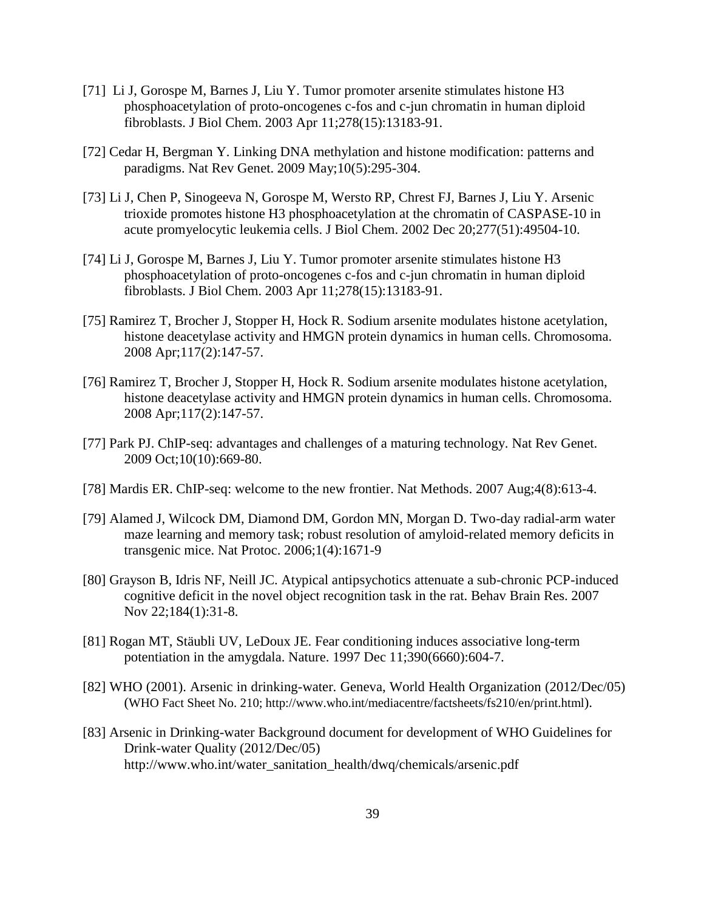[71] Li J, Gorospe M, Barnes J, Liu Y. Tumor promoter arsenite stimulates histone H3 phosphoacetylation of proto-oncogenes c-fos and c-jun chromatin in human diploid fibroblasts. J Biol Chem. 2003 Apr 11;278(15):13183-91.

[72] Cedar H, Bergman Y. Linking DNA methylation and histone modification: patterns and paradigms. Nat Rev Genet. 2009 May;10(5):295-304.

[73] Li J, Chen P, Sinogeeva N, Gorospe M, Wersto RP, Chrest FJ, Barnes J, Liu Y. Arsenic trioxide promotes histone H3 phosphoacetylation at the chromatin of CASPASE-10 in acute promyelocytic leukemia cells. J Biol Chem. 2002 Dec 20;277(51):49504-10.

[74] Li J, Gorospe M, Barnes J, Liu Y. Tumor promoter arsenite stimulates histone H3 phosphoacetylation of proto-oncogenes c-fos and c-jun chromatin in human diploid fibroblasts. J Biol Chem. 2003 Apr 11;278(15):13183-91.

[75] Ramirez T, Brocher J, Stopper H, Hock R. Sodium arsenite modulates histone acetylation, histone deacetylase activity and HMGN protein dynamics in human cells. Chromosoma. 2008 Apr;117(2):147-57.

[76] Ramirez T, Brocher J, Stopper H, Hock R. Sodium arsenite modulates histone acetylation, histone deacetylase activity and HMGN protein dynamics in human cells. Chromosoma. 2008 Apr;117(2):147-57.

[77] Park PJ. ChIP-seq: advantages and challenges of a maturing technology. Nat Rev Genet. 2009 Oct;10(10):669-80.

[78] Mardis ER. ChIP-seq: welcome to the new frontier. Nat Methods. 2007 Aug;4(8):613-4.

[79] Alamed J, Wilcock DM, Diamond DM, Gordon MN, Morgan D. Two-day radial-arm water maze learning and memory task; robust resolution of amyloid-related memory deficits in transgenic mice. Nat Protoc. 2006;1(4):1671-9

[80] Grayson B, Idris NF, Neill JC. Atypical antipsychotics attenuate a sub-chronic PCP-induced cognitive deficit in the novel object recognition task in the rat. Behav Brain Res. 2007 Nov 22;184(1):31-8.

[81] Rogan MT, Stäubli UV, LeDoux JE. Fear conditioning induces associative long-term potentiation in the amygdala. Nature. 1997 Dec 11;390(6660):604-7.

[82] WHO (2001). Arsenic in drinking-water. Geneva, World Health Organization (2012/Dec/05) (WHO Fact Sheet No. 210; http://www.who.int/mediacentre/factsheets/fs210/en/print.html).

[83] Arsenic in Drinking-water Background document for development of WHO Guidelines for Drink-water Quality (2012/Dec/05) http://www.who.int/water_sanitation_health/dwq/chemicals/arsenic.pdf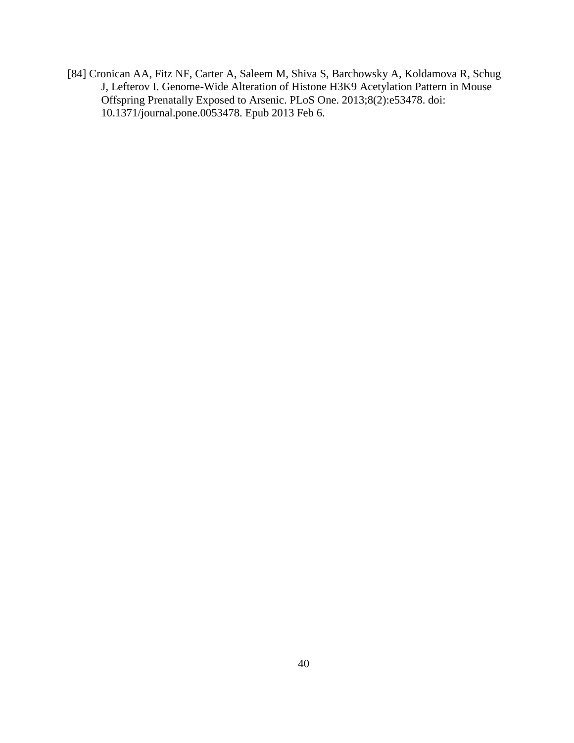[84] Cronican AA, Fitz NF, Carter A, Saleem M, Shiva S, Barchowsky A, Koldamova R, Schug J, Lefterov I. Genome-Wide Alteration of Histone H3K9 Acetylation Pattern in Mouse Offspring Prenatally Exposed to Arsenic. PLoS One. 2013;8(2):e53478. doi: 10.1371/journal.pone.0053478. Epub 2013 Feb 6.